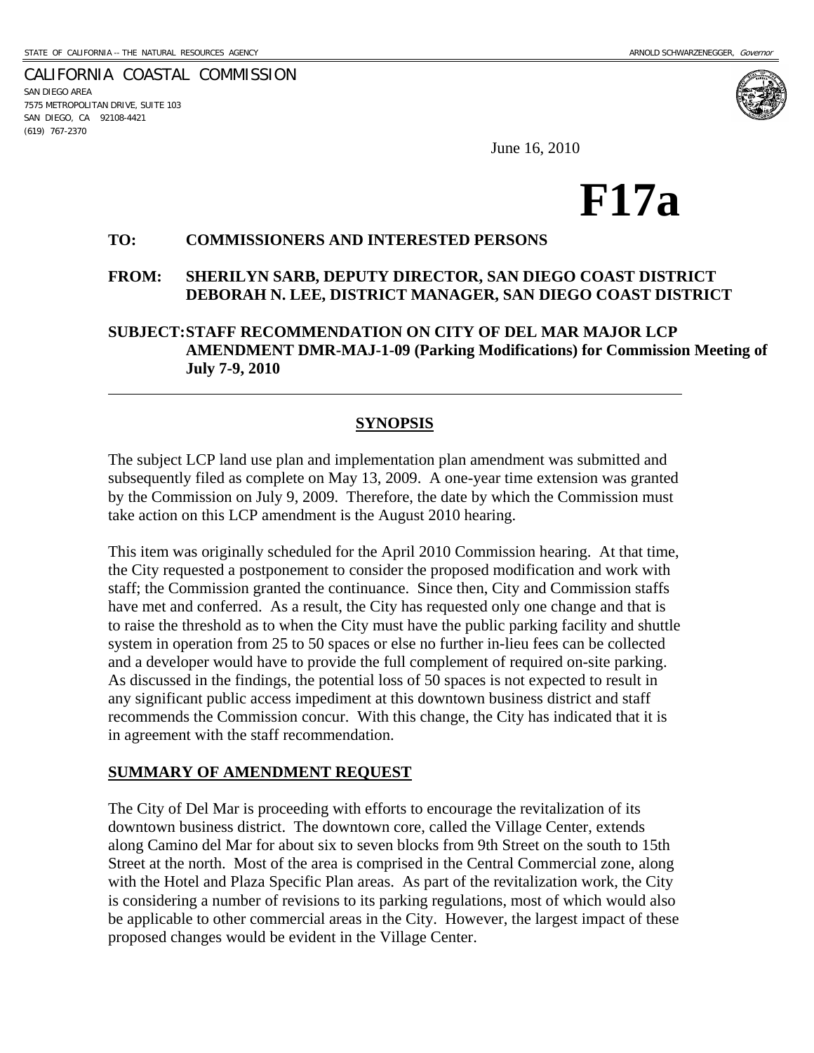STATE OF CALIFORNIA -- THE NATURAL RESOURCES AGENCY ARNOLD SCHWARZENEGGER, *Governor*

CALIFORNIA COASTAL COMMISSION
SAN DIEGO AREA
7575 METROPOLITAN DRIVE, SUITE 103
SAN DIEGO, CA 92108-4421
(619) 767-2370

June 16, 2010

# F17a

**TO: COMMISSIONERS AND INTERESTED PERSONS**

**FROM: SHERILYN SARB, DEPUTY DIRECTOR, SAN DIEGO COAST DISTRICT**
**DEBORAH N. LEE, DISTRICT MANAGER, SAN DIEGO COAST DISTRICT**

**SUBJECT: STAFF RECOMMENDATION ON CITY OF DEL MAR MAJOR LCP AMENDMENT DMR-MAJ-1-09 (Parking Modifications) for Commission Meeting of July 7-9, 2010**

---

## SYNOPSIS

The subject LCP land use plan and implementation plan amendment was submitted and subsequently filed as complete on May 13, 2009. A one-year time extension was granted by the Commission on July 9, 2009. Therefore, the date by which the Commission must take action on this LCP amendment is the August 2010 hearing.

This item was originally scheduled for the April 2010 Commission hearing. At that time, the City requested a postponement to consider the proposed modification and work with staff; the Commission granted the continuance. Since then, City and Commission staffs have met and conferred. As a result, the City has requested only one change and that is to raise the threshold as to when the City must have the public parking facility and shuttle system in operation from 25 to 50 spaces or else no further in-lieu fees can be collected and a developer would have to provide the full complement of required on-site parking. As discussed in the findings, the potential loss of 50 spaces is not expected to result in any significant public access impediment at this downtown business district and staff recommends the Commission concur. With this change, the City has indicated that it is in agreement with the staff recommendation.

## SUMMARY OF AMENDMENT REQUEST

The City of Del Mar is proceeding with efforts to encourage the revitalization of its downtown business district. The downtown core, called the Village Center, extends along Camino del Mar for about six to seven blocks from 9th Street on the south to 15th Street at the north. Most of the area is comprised in the Central Commercial zone, along with the Hotel and Plaza Specific Plan areas. As part of the revitalization work, the City is considering a number of revisions to its parking regulations, most of which would also be applicable to other commercial areas in the City. However, the largest impact of these proposed changes would be evident in the Village Center.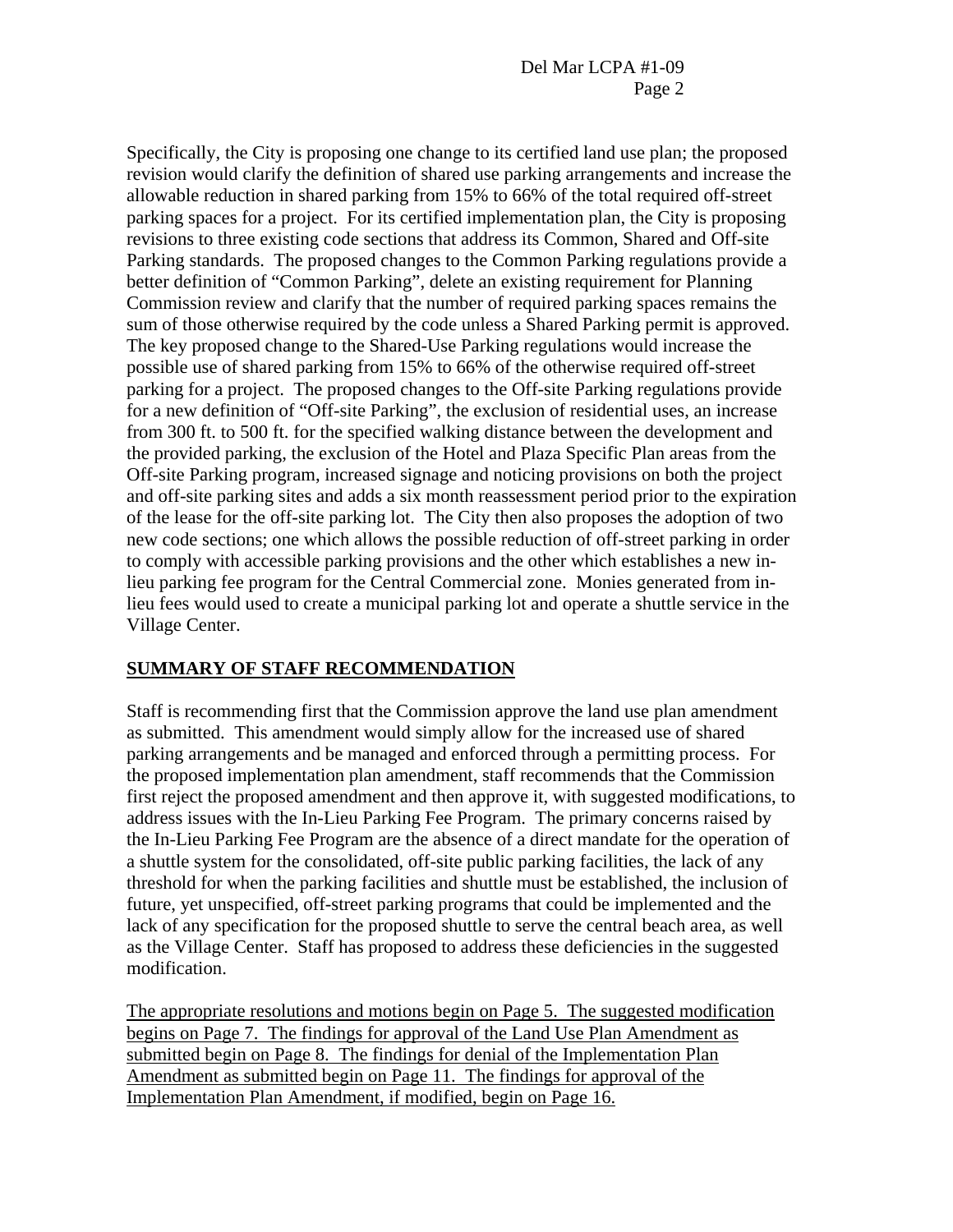Specifically, the City is proposing one change to its certified land use plan; the proposed revision would clarify the definition of shared use parking arrangements and increase the allowable reduction in shared parking from 15% to 66% of the total required off-street parking spaces for a project. For its certified implementation plan, the City is proposing revisions to three existing code sections that address its Common, Shared and Off-site Parking standards. The proposed changes to the Common Parking regulations provide a better definition of "Common Parking", delete an existing requirement for Planning Commission review and clarify that the number of required parking spaces remains the sum of those otherwise required by the code unless a Shared Parking permit is approved. The key proposed change to the Shared-Use Parking regulations would increase the possible use of shared parking from 15% to 66% of the otherwise required off-street parking for a project. The proposed changes to the Off-site Parking regulations provide for a new definition of "Off-site Parking", the exclusion of residential uses, an increase from 300 ft. to 500 ft. for the specified walking distance between the development and the provided parking, the exclusion of the Hotel and Plaza Specific Plan areas from the Off-site Parking program, increased signage and noticing provisions on both the project and off-site parking sites and adds a six month reassessment period prior to the expiration of the lease for the off-site parking lot. The City then also proposes the adoption of two new code sections; one which allows the possible reduction of off-street parking in order to comply with accessible parking provisions and the other which establishes a new in-lieu parking fee program for the Central Commercial zone. Monies generated from in-lieu fees would used to create a municipal parking lot and operate a shuttle service in the Village Center.

## SUMMARY OF STAFF RECOMMENDATION

Staff is recommending first that the Commission approve the land use plan amendment as submitted. This amendment would simply allow for the increased use of shared parking arrangements and be managed and enforced through a permitting process. For the proposed implementation plan amendment, staff recommends that the Commission first reject the proposed amendment and then approve it, with suggested modifications, to address issues with the In-Lieu Parking Fee Program. The primary concerns raised by the In-Lieu Parking Fee Program are the absence of a direct mandate for the operation of a shuttle system for the consolidated, off-site public parking facilities, the lack of any threshold for when the parking facilities and shuttle must be established, the inclusion of future, yet unspecified, off-street parking programs that could be implemented and the lack of any specification for the proposed shuttle to serve the central beach area, as well as the Village Center. Staff has proposed to address these deficiencies in the suggested modification.

The appropriate resolutions and motions begin on Page 5. The suggested modification begins on Page 7. The findings for approval of the Land Use Plan Amendment as submitted begin on Page 8. The findings for denial of the Implementation Plan Amendment as submitted begin on Page 11. The findings for approval of the Implementation Plan Amendment, if modified, begin on Page 16.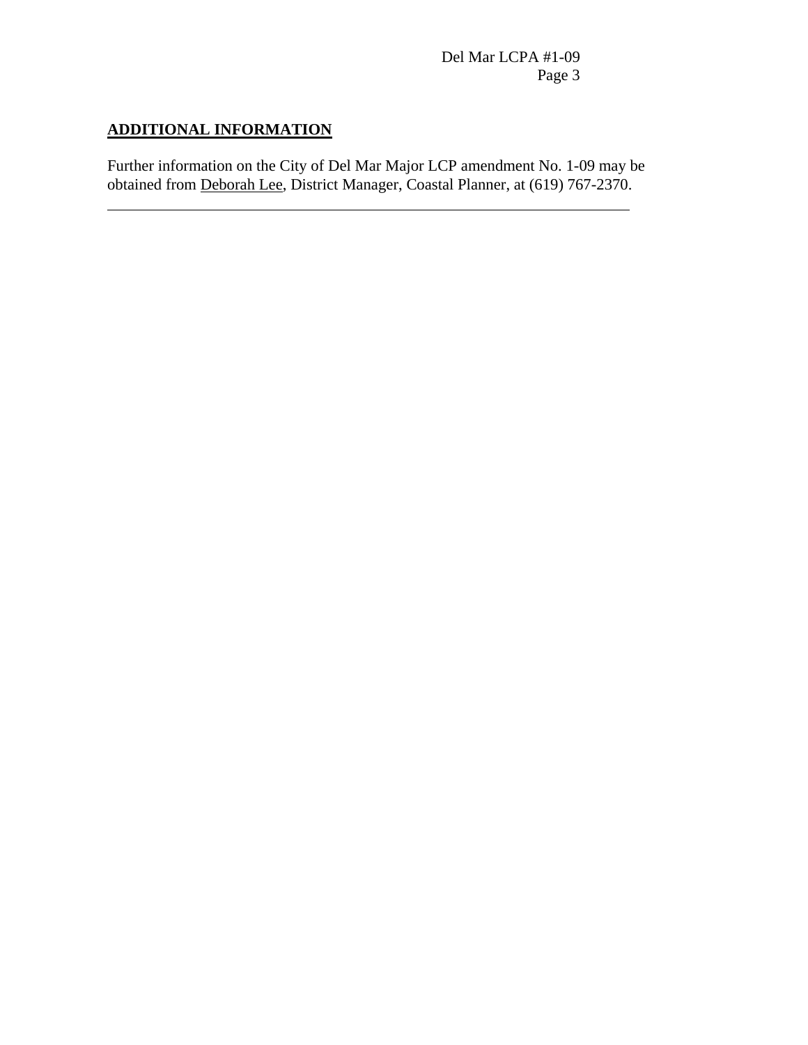## ADDITIONAL INFORMATION

Further information on the City of Del Mar Major LCP amendment No. 1-09 may be obtained from Deborah Lee, District Manager, Coastal Planner, at (619) 767-2370.

---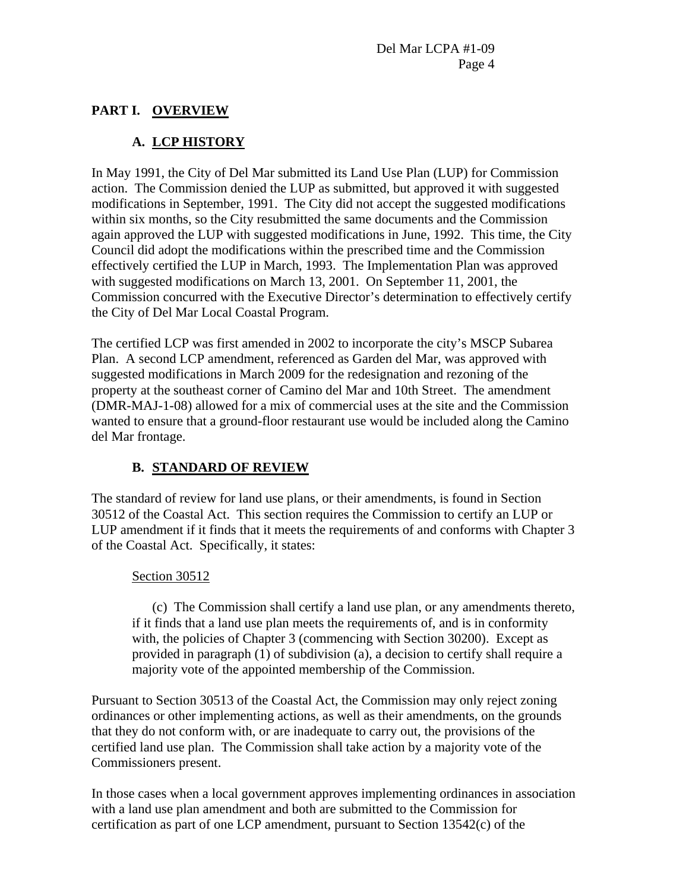## PART I. OVERVIEW

### A. LCP HISTORY

In May 1991, the City of Del Mar submitted its Land Use Plan (LUP) for Commission action. The Commission denied the LUP as submitted, but approved it with suggested modifications in September, 1991. The City did not accept the suggested modifications within six months, so the City resubmitted the same documents and the Commission again approved the LUP with suggested modifications in June, 1992. This time, the City Council did adopt the modifications within the prescribed time and the Commission effectively certified the LUP in March, 1993. The Implementation Plan was approved with suggested modifications on March 13, 2001. On September 11, 2001, the Commission concurred with the Executive Director's determination to effectively certify the City of Del Mar Local Coastal Program.

The certified LCP was first amended in 2002 to incorporate the city's MSCP Subarea Plan. A second LCP amendment, referenced as Garden del Mar, was approved with suggested modifications in March 2009 for the redesignation and rezoning of the property at the southeast corner of Camino del Mar and 10th Street. The amendment (DMR-MAJ-1-08) allowed for a mix of commercial uses at the site and the Commission wanted to ensure that a ground-floor restaurant use would be included along the Camino del Mar frontage.

### B. STANDARD OF REVIEW

The standard of review for land use plans, or their amendments, is found in Section 30512 of the Coastal Act. This section requires the Commission to certify an LUP or LUP amendment if it finds that it meets the requirements of and conforms with Chapter 3 of the Coastal Act. Specifically, it states:

> Section 30512
>
> (c) The Commission shall certify a land use plan, or any amendments thereto, if it finds that a land use plan meets the requirements of, and is in conformity with, the policies of Chapter 3 (commencing with Section 30200). Except as provided in paragraph (1) of subdivision (a), a decision to certify shall require a majority vote of the appointed membership of the Commission.

Pursuant to Section 30513 of the Coastal Act, the Commission may only reject zoning ordinances or other implementing actions, as well as their amendments, on the grounds that they do not conform with, or are inadequate to carry out, the provisions of the certified land use plan. The Commission shall take action by a majority vote of the Commissioners present.

In those cases when a local government approves implementing ordinances in association with a land use plan amendment and both are submitted to the Commission for certification as part of one LCP amendment, pursuant to Section 13542(c) of the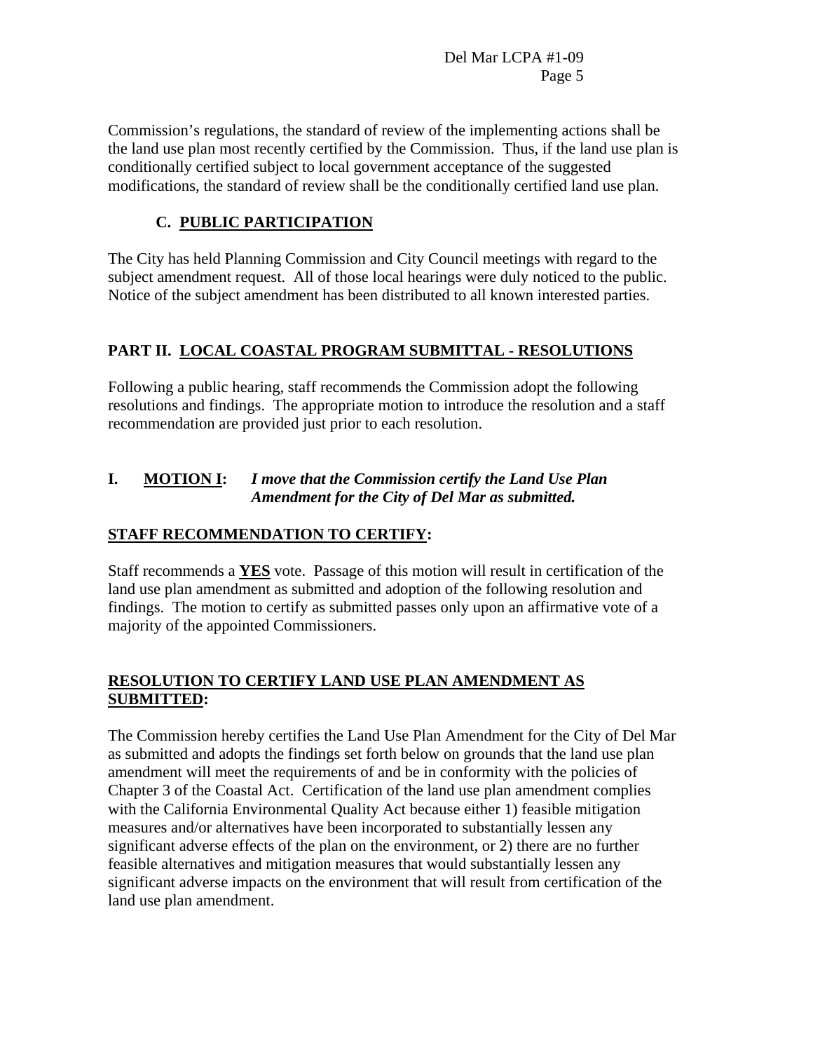Commission's regulations, the standard of review of the implementing actions shall be the land use plan most recently certified by the Commission. Thus, if the land use plan is conditionally certified subject to local government acceptance of the suggested modifications, the standard of review shall be the conditionally certified land use plan.

### C. PUBLIC PARTICIPATION

The City has held Planning Commission and City Council meetings with regard to the subject amendment request. All of those local hearings were duly noticed to the public. Notice of the subject amendment has been distributed to all known interested parties.

## PART II. LOCAL COASTAL PROGRAM SUBMITTAL - RESOLUTIONS

Following a public hearing, staff recommends the Commission adopt the following resolutions and findings. The appropriate motion to introduce the resolution and a staff recommendation are provided just prior to each resolution.

**I. MOTION I:** ***I move that the Commission certify the Land Use Plan Amendment for the City of Del Mar as submitted.***

**STAFF RECOMMENDATION TO CERTIFY:**

Staff recommends a **YES** vote. Passage of this motion will result in certification of the land use plan amendment as submitted and adoption of the following resolution and findings. The motion to certify as submitted passes only upon an affirmative vote of a majority of the appointed Commissioners.

**RESOLUTION TO CERTIFY LAND USE PLAN AMENDMENT AS SUBMITTED:**

The Commission hereby certifies the Land Use Plan Amendment for the City of Del Mar as submitted and adopts the findings set forth below on grounds that the land use plan amendment will meet the requirements of and be in conformity with the policies of Chapter 3 of the Coastal Act. Certification of the land use plan amendment complies with the California Environmental Quality Act because either 1) feasible mitigation measures and/or alternatives have been incorporated to substantially lessen any significant adverse effects of the plan on the environment, or 2) there are no further feasible alternatives and mitigation measures that would substantially lessen any significant adverse impacts on the environment that will result from certification of the land use plan amendment.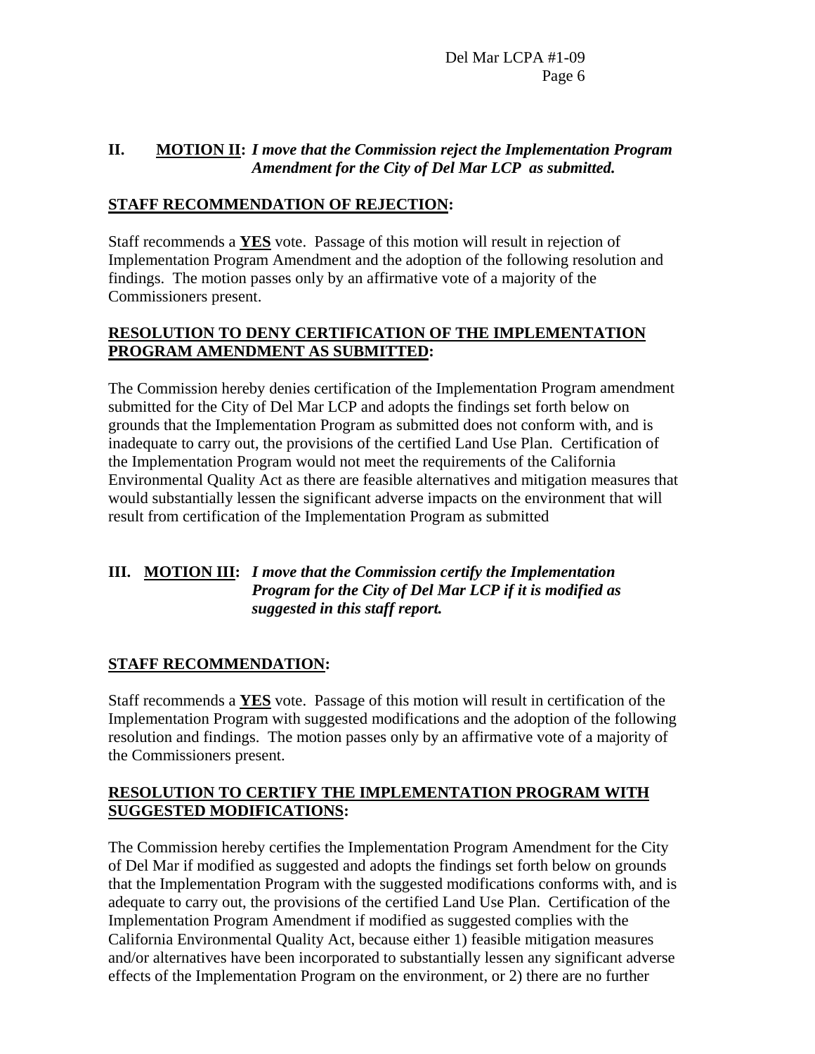## II. <u>MOTION II</u>: *I move that the Commission reject the Implementation Program Amendment for the City of Del Mar LCP as submitted.*

**<u>STAFF RECOMMENDATION OF REJECTION</u>:**

Staff recommends a **<u>YES</u>** vote. Passage of this motion will result in rejection of Implementation Program Amendment and the adoption of the following resolution and findings. The motion passes only by an affirmative vote of a majority of the Commissioners present.

**<u>RESOLUTION TO DENY CERTIFICATION OF THE IMPLEMENTATION PROGRAM AMENDMENT AS SUBMITTED</u>:**

The Commission hereby denies certification of the Implementation Program amendment submitted for the City of Del Mar LCP and adopts the findings set forth below on grounds that the Implementation Program as submitted does not conform with, and is inadequate to carry out, the provisions of the certified Land Use Plan. Certification of the Implementation Program would not meet the requirements of the California Environmental Quality Act as there are feasible alternatives and mitigation measures that would substantially lessen the significant adverse impacts on the environment that will result from certification of the Implementation Program as submitted

## III. <u>MOTION III</u>: *I move that the Commission certify the Implementation Program for the City of Del Mar LCP if it is modified as suggested in this staff report.*

**<u>STAFF RECOMMENDATION</u>:**

Staff recommends a **<u>YES</u>** vote. Passage of this motion will result in certification of the Implementation Program with suggested modifications and the adoption of the following resolution and findings. The motion passes only by an affirmative vote of a majority of the Commissioners present.

**<u>RESOLUTION TO CERTIFY THE IMPLEMENTATION PROGRAM WITH SUGGESTED MODIFICATIONS</u>:**

The Commission hereby certifies the Implementation Program Amendment for the City of Del Mar if modified as suggested and adopts the findings set forth below on grounds that the Implementation Program with the suggested modifications conforms with, and is adequate to carry out, the provisions of the certified Land Use Plan. Certification of the Implementation Program Amendment if modified as suggested complies with the California Environmental Quality Act, because either 1) feasible mitigation measures and/or alternatives have been incorporated to substantially lessen any significant adverse effects of the Implementation Program on the environment, or 2) there are no further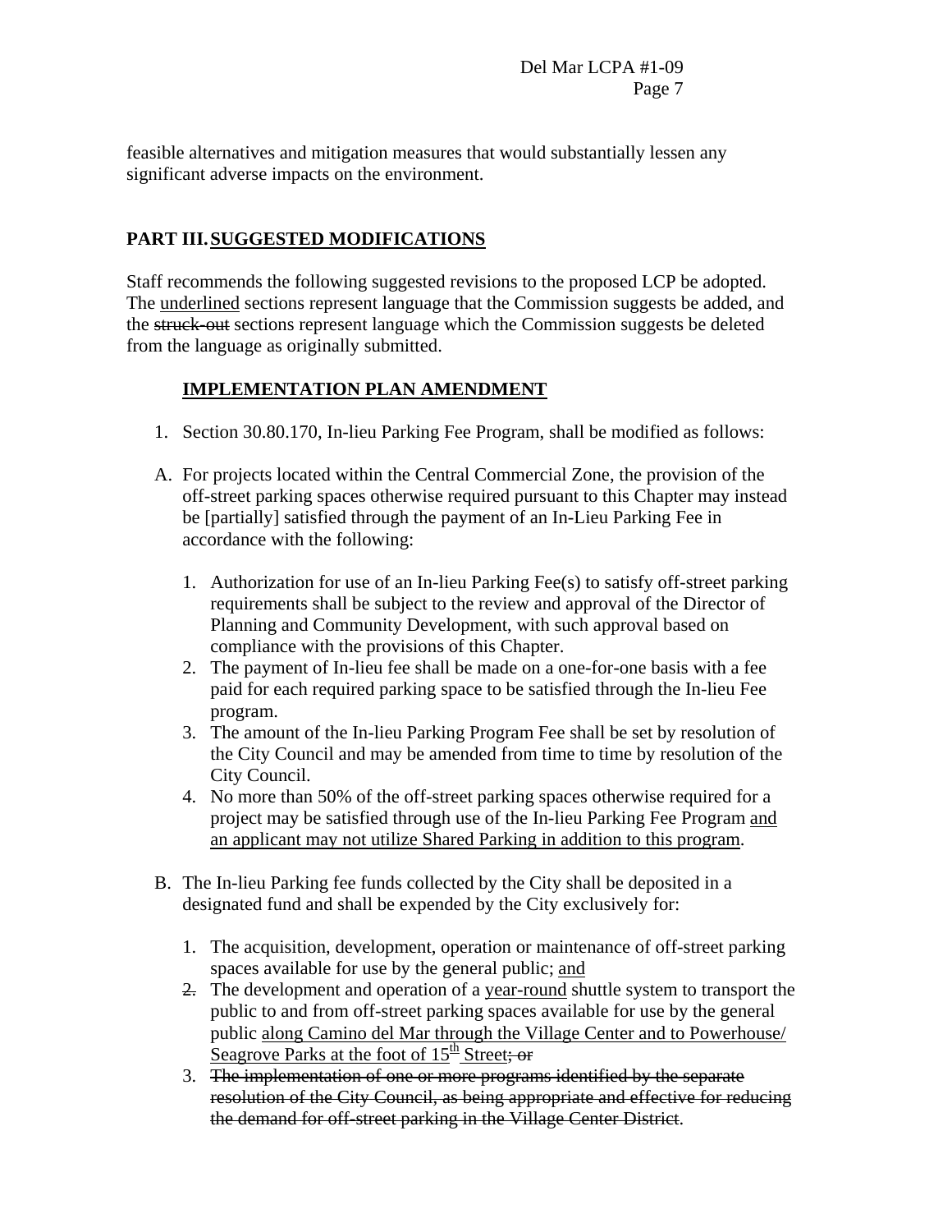feasible alternatives and mitigation measures that would substantially lessen any significant adverse impacts on the environment.

## PART III. <u>SUGGESTED MODIFICATIONS</u>

Staff recommends the following suggested revisions to the proposed LCP be adopted. The <u>underlined</u> sections represent language that the Commission suggests be added, and the ~~struck-out~~ sections represent language which the Commission suggests be deleted from the language as originally submitted.

### <u>IMPLEMENTATION PLAN AMENDMENT</u>

1. Section 30.80.170, In-lieu Parking Fee Program, shall be modified as follows:

A. For projects located within the Central Commercial Zone, the provision of the off-street parking spaces otherwise required pursuant to this Chapter may instead be [partially] satisfied through the payment of an In-Lieu Parking Fee in accordance with the following:

   1. Authorization for use of an In-lieu Parking Fee(s) to satisfy off-street parking requirements shall be subject to the review and approval of the Director of Planning and Community Development, with such approval based on compliance with the provisions of this Chapter.
   2. The payment of In-lieu fee shall be made on a one-for-one basis with a fee paid for each required parking space to be satisfied through the In-lieu Fee program.
   3. The amount of the In-lieu Parking Program Fee shall be set by resolution of the City Council and may be amended from time to time by resolution of the City Council.
   4. No more than 50% of the off-street parking spaces otherwise required for a project may be satisfied through use of the In-lieu Parking Fee Program <u>and an applicant may not utilize Shared Parking in addition to this program</u>.

B. The In-lieu Parking fee funds collected by the City shall be deposited in a designated fund and shall be expended by the City exclusively for:

   1. The acquisition, development, operation or maintenance of off-street parking spaces available for use by the general public; <u>and</u>
   2. ~~2.~~ The development and operation of a <u>year-round</u> shuttle system to transport the public to and from off-street parking spaces available for use by the general public <u>along Camino del Mar through the Village Center and to Powerhouse/ Seagrove Parks at the foot of 15th Street</u>~~; or~~
   3. ~~The implementation of one or more programs identified by the separate resolution of the City Council, as being appropriate and effective for reducing the demand for off-street parking in the Village Center District~~.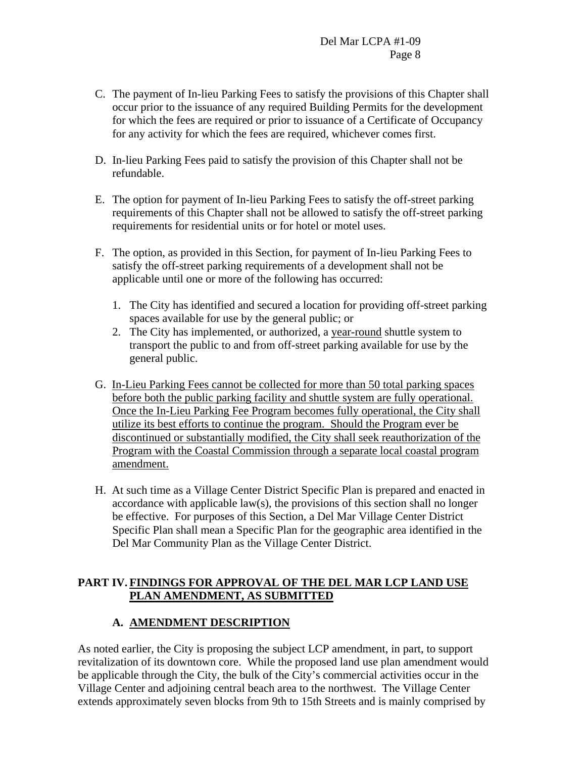C. The payment of In-lieu Parking Fees to satisfy the provisions of this Chapter shall occur prior to the issuance of any required Building Permits for the development for which the fees are required or prior to issuance of a Certificate of Occupancy for any activity for which the fees are required, whichever comes first.

D. In-lieu Parking Fees paid to satisfy the provision of this Chapter shall not be refundable.

E. The option for payment of In-lieu Parking Fees to satisfy the off-street parking requirements of this Chapter shall not be allowed to satisfy the off-street parking requirements for residential units or for hotel or motel uses.

F. The option, as provided in this Section, for payment of In-lieu Parking Fees to satisfy the off-street parking requirements of a development shall not be applicable until one or more of the following has occurred:

   1. The City has identified and secured a location for providing off-street parking spaces available for use by the general public; or
   2. The City has implemented, or authorized, a <u>year-round</u> shuttle system to transport the public to and from off-street parking available for use by the general public.

G. <u>In-Lieu Parking Fees cannot be collected for more than 50 total parking spaces before both the public parking facility and shuttle system are fully operational. Once the In-Lieu Parking Fee Program becomes fully operational, the City shall utilize its best efforts to continue the program. Should the Program ever be discontinued or substantially modified, the City shall seek reauthorization of the Program with the Coastal Commission through a separate local coastal program amendment.</u>

H. At such time as a Village Center District Specific Plan is prepared and enacted in accordance with applicable law(s), the provisions of this section shall no longer be effective. For purposes of this Section, a Del Mar Village Center District Specific Plan shall mean a Specific Plan for the geographic area identified in the Del Mar Community Plan as the Village Center District.

## PART IV. FINDINGS FOR APPROVAL OF THE DEL MAR LCP LAND USE PLAN AMENDMENT, AS SUBMITTED

### A. AMENDMENT DESCRIPTION

As noted earlier, the City is proposing the subject LCP amendment, in part, to support revitalization of its downtown core. While the proposed land use plan amendment would be applicable through the City, the bulk of the City's commercial activities occur in the Village Center and adjoining central beach area to the northwest. The Village Center extends approximately seven blocks from 9th to 15th Streets and is mainly comprised by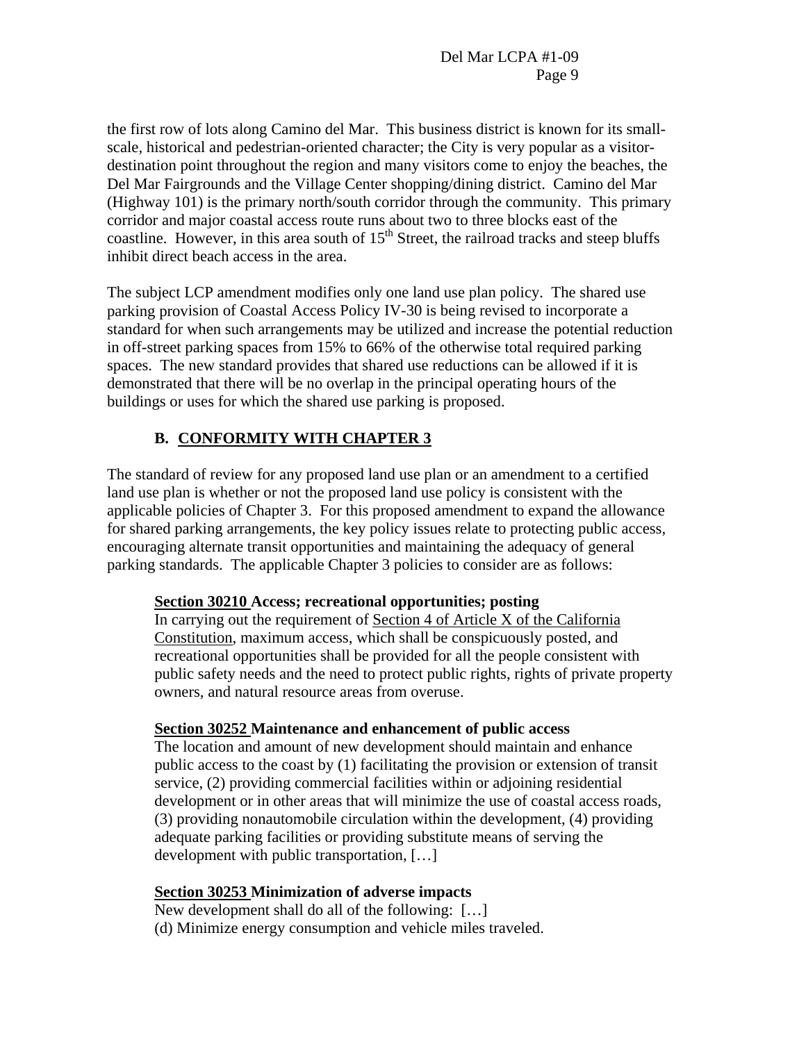the first row of lots along Camino del Mar. This business district is known for its small-scale, historical and pedestrian-oriented character; the City is very popular as a visitor-destination point throughout the region and many visitors come to enjoy the beaches, the Del Mar Fairgrounds and the Village Center shopping/dining district. Camino del Mar (Highway 101) is the primary north/south corridor through the community. This primary corridor and major coastal access route runs about two to three blocks east of the coastline. However, in this area south of 15th Street, the railroad tracks and steep bluffs inhibit direct beach access in the area.

The subject LCP amendment modifies only one land use plan policy. The shared use parking provision of Coastal Access Policy IV-30 is being revised to incorporate a standard for when such arrangements may be utilized and increase the potential reduction in off-street parking spaces from 15% to 66% of the otherwise total required parking spaces. The new standard provides that shared use reductions can be allowed if it is demonstrated that there will be no overlap in the principal operating hours of the buildings or uses for which the shared use parking is proposed.

## B. CONFORMITY WITH CHAPTER 3

The standard of review for any proposed land use plan or an amendment to a certified land use plan is whether or not the proposed land use policy is consistent with the applicable policies of Chapter 3. For this proposed amendment to expand the allowance for shared parking arrangements, the key policy issues relate to protecting public access, encouraging alternate transit opportunities and maintaining the adequacy of general parking standards. The applicable Chapter 3 policies to consider are as follows:

**Section 30210 Access; recreational opportunities; posting**
In carrying out the requirement of Section 4 of Article X of the California Constitution, maximum access, which shall be conspicuously posted, and recreational opportunities shall be provided for all the people consistent with public safety needs and the need to protect public rights, rights of private property owners, and natural resource areas from overuse.

**Section 30252 Maintenance and enhancement of public access**
The location and amount of new development should maintain and enhance public access to the coast by (1) facilitating the provision or extension of transit service, (2) providing commercial facilities within or adjoining residential development or in other areas that will minimize the use of coastal access roads, (3) providing nonautomobile circulation within the development, (4) providing adequate parking facilities or providing substitute means of serving the development with public transportation, […]

**Section 30253 Minimization of adverse impacts**
New development shall do all of the following: […]
(d) Minimize energy consumption and vehicle miles traveled.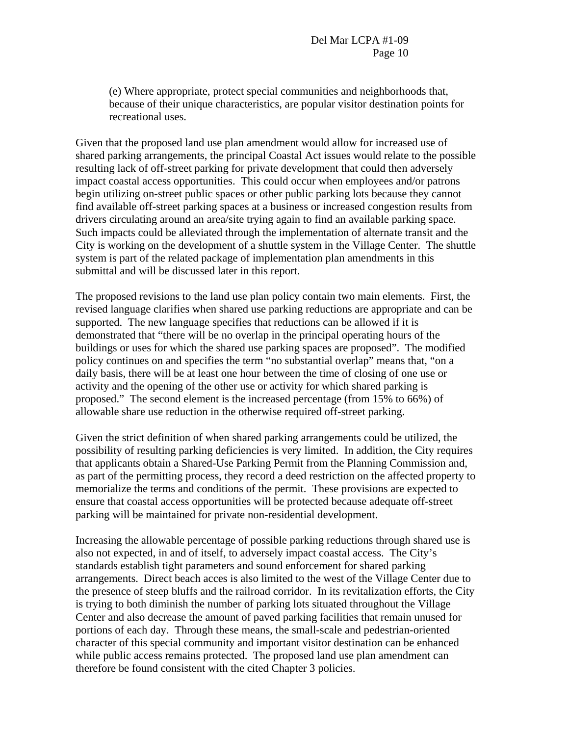(e) Where appropriate, protect special communities and neighborhoods that, because of their unique characteristics, are popular visitor destination points for recreational uses.

Given that the proposed land use plan amendment would allow for increased use of shared parking arrangements, the principal Coastal Act issues would relate to the possible resulting lack of off-street parking for private development that could then adversely impact coastal access opportunities. This could occur when employees and/or patrons begin utilizing on-street public spaces or other public parking lots because they cannot find available off-street parking spaces at a business or increased congestion results from drivers circulating around an area/site trying again to find an available parking space. Such impacts could be alleviated through the implementation of alternate transit and the City is working on the development of a shuttle system in the Village Center. The shuttle system is part of the related package of implementation plan amendments in this submittal and will be discussed later in this report.

The proposed revisions to the land use plan policy contain two main elements. First, the revised language clarifies when shared use parking reductions are appropriate and can be supported. The new language specifies that reductions can be allowed if it is demonstrated that "there will be no overlap in the principal operating hours of the buildings or uses for which the shared use parking spaces are proposed". The modified policy continues on and specifies the term "no substantial overlap" means that, "on a daily basis, there will be at least one hour between the time of closing of one use or activity and the opening of the other use or activity for which shared parking is proposed." The second element is the increased percentage (from 15% to 66%) of allowable share use reduction in the otherwise required off-street parking.

Given the strict definition of when shared parking arrangements could be utilized, the possibility of resulting parking deficiencies is very limited. In addition, the City requires that applicants obtain a Shared-Use Parking Permit from the Planning Commission and, as part of the permitting process, they record a deed restriction on the affected property to memorialize the terms and conditions of the permit. These provisions are expected to ensure that coastal access opportunities will be protected because adequate off-street parking will be maintained for private non-residential development.

Increasing the allowable percentage of possible parking reductions through shared use is also not expected, in and of itself, to adversely impact coastal access. The City's standards establish tight parameters and sound enforcement for shared parking arrangements. Direct beach acces is also limited to the west of the Village Center due to the presence of steep bluffs and the railroad corridor. In its revitalization efforts, the City is trying to both diminish the number of parking lots situated throughout the Village Center and also decrease the amount of paved parking facilities that remain unused for portions of each day. Through these means, the small-scale and pedestrian-oriented character of this special community and important visitor destination can be enhanced while public access remains protected. The proposed land use plan amendment can therefore be found consistent with the cited Chapter 3 policies.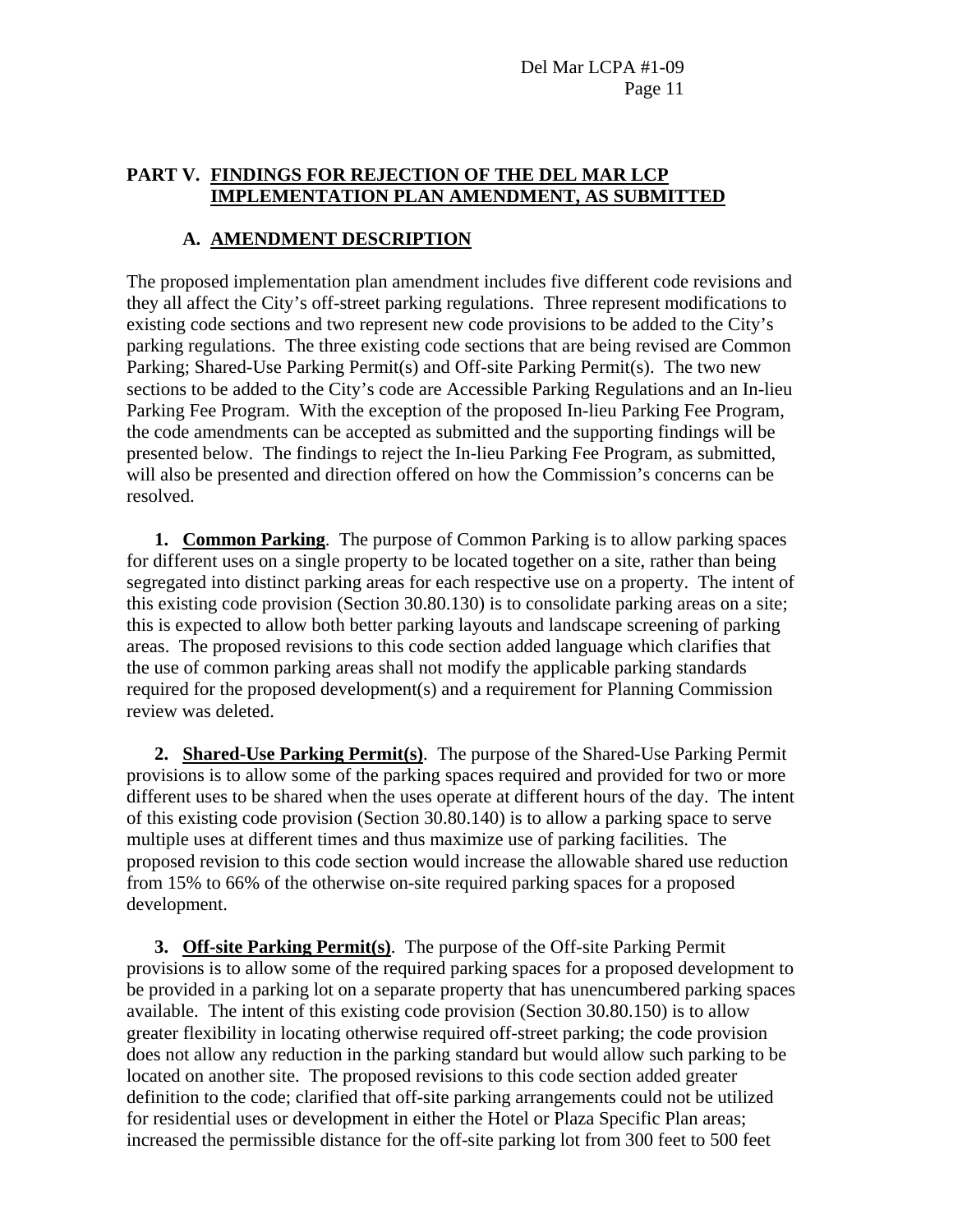## PART V. FINDINGS FOR REJECTION OF THE DEL MAR LCP IMPLEMENTATION PLAN AMENDMENT, AS SUBMITTED

### A. AMENDMENT DESCRIPTION

The proposed implementation plan amendment includes five different code revisions and they all affect the City's off-street parking regulations. Three represent modifications to existing code sections and two represent new code provisions to be added to the City's parking regulations. The three existing code sections that are being revised are Common Parking; Shared-Use Parking Permit(s) and Off-site Parking Permit(s). The two new sections to be added to the City's code are Accessible Parking Regulations and an In-lieu Parking Fee Program. With the exception of the proposed In-lieu Parking Fee Program, the code amendments can be accepted as submitted and the supporting findings will be presented below. The findings to reject the In-lieu Parking Fee Program, as submitted, will also be presented and direction offered on how the Commission's concerns can be resolved.

**1. Common Parking**. The purpose of Common Parking is to allow parking spaces for different uses on a single property to be located together on a site, rather than being segregated into distinct parking areas for each respective use on a property. The intent of this existing code provision (Section 30.80.130) is to consolidate parking areas on a site; this is expected to allow both better parking layouts and landscape screening of parking areas. The proposed revisions to this code section added language which clarifies that the use of common parking areas shall not modify the applicable parking standards required for the proposed development(s) and a requirement for Planning Commission review was deleted.

**2. Shared-Use Parking Permit(s)**. The purpose of the Shared-Use Parking Permit provisions is to allow some of the parking spaces required and provided for two or more different uses to be shared when the uses operate at different hours of the day. The intent of this existing code provision (Section 30.80.140) is to allow a parking space to serve multiple uses at different times and thus maximize use of parking facilities. The proposed revision to this code section would increase the allowable shared use reduction from 15% to 66% of the otherwise on-site required parking spaces for a proposed development.

**3. Off-site Parking Permit(s)**. The purpose of the Off-site Parking Permit provisions is to allow some of the required parking spaces for a proposed development to be provided in a parking lot on a separate property that has unencumbered parking spaces available. The intent of this existing code provision (Section 30.80.150) is to allow greater flexibility in locating otherwise required off-street parking; the code provision does not allow any reduction in the parking standard but would allow such parking to be located on another site. The proposed revisions to this code section added greater definition to the code; clarified that off-site parking arrangements could not be utilized for residential uses or development in either the Hotel or Plaza Specific Plan areas; increased the permissible distance for the off-site parking lot from 300 feet to 500 feet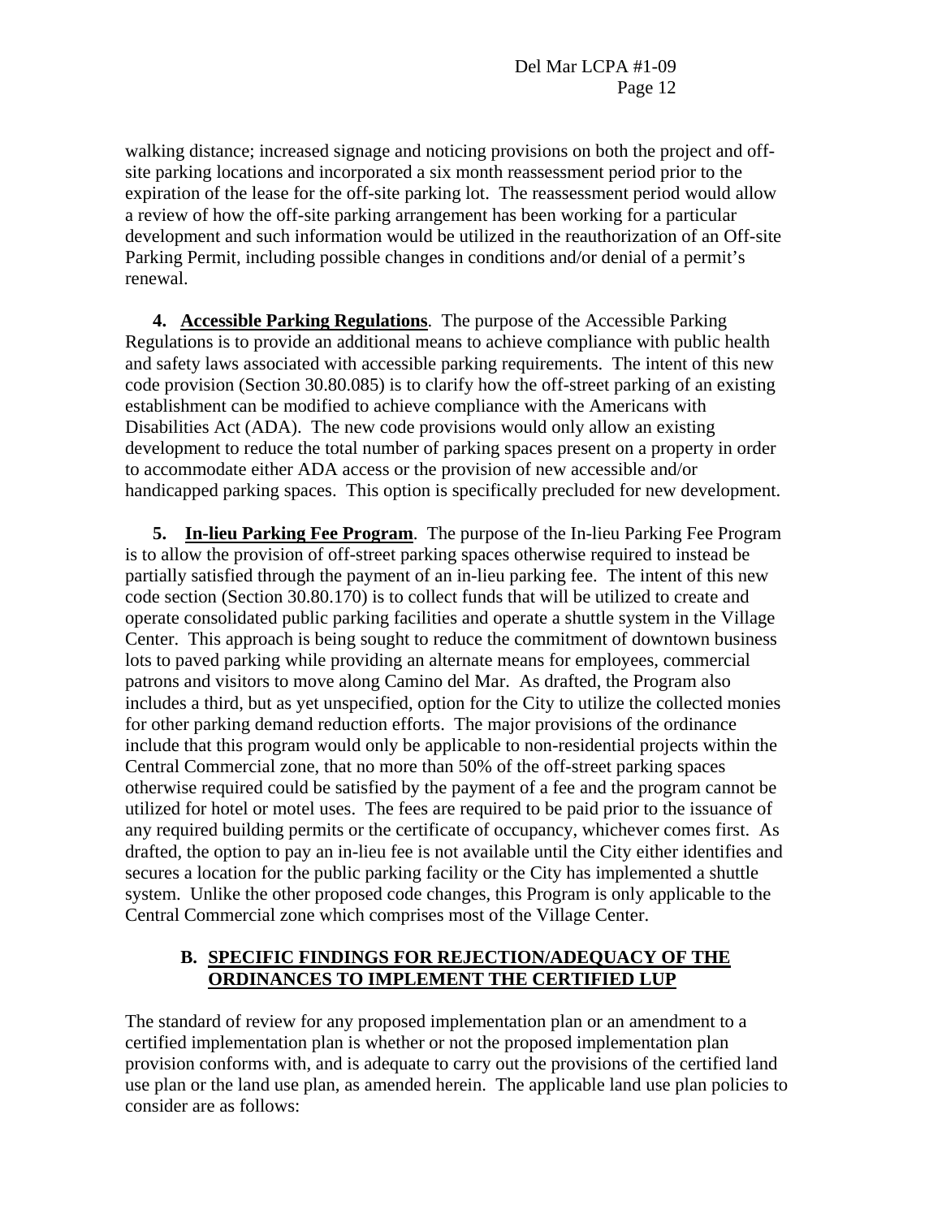walking distance; increased signage and noticing provisions on both the project and off-site parking locations and incorporated a six month reassessment period prior to the expiration of the lease for the off-site parking lot. The reassessment period would allow a review of how the off-site parking arrangement has been working for a particular development and such information would be utilized in the reauthorization of an Off-site Parking Permit, including possible changes in conditions and/or denial of a permit's renewal.

**4. Accessible Parking Regulations**. The purpose of the Accessible Parking Regulations is to provide an additional means to achieve compliance with public health and safety laws associated with accessible parking requirements. The intent of this new code provision (Section 30.80.085) is to clarify how the off-street parking of an existing establishment can be modified to achieve compliance with the Americans with Disabilities Act (ADA). The new code provisions would only allow an existing development to reduce the total number of parking spaces present on a property in order to accommodate either ADA access or the provision of new accessible and/or handicapped parking spaces. This option is specifically precluded for new development.

**5. In-lieu Parking Fee Program**. The purpose of the In-lieu Parking Fee Program is to allow the provision of off-street parking spaces otherwise required to instead be partially satisfied through the payment of an in-lieu parking fee. The intent of this new code section (Section 30.80.170) is to collect funds that will be utilized to create and operate consolidated public parking facilities and operate a shuttle system in the Village Center. This approach is being sought to reduce the commitment of downtown business lots to paved parking while providing an alternate means for employees, commercial patrons and visitors to move along Camino del Mar. As drafted, the Program also includes a third, but as yet unspecified, option for the City to utilize the collected monies for other parking demand reduction efforts. The major provisions of the ordinance include that this program would only be applicable to non-residential projects within the Central Commercial zone, that no more than 50% of the off-street parking spaces otherwise required could be satisfied by the payment of a fee and the program cannot be utilized for hotel or motel uses. The fees are required to be paid prior to the issuance of any required building permits or the certificate of occupancy, whichever comes first. As drafted, the option to pay an in-lieu fee is not available until the City either identifies and secures a location for the public parking facility or the City has implemented a shuttle system. Unlike the other proposed code changes, this Program is only applicable to the Central Commercial zone which comprises most of the Village Center.

## B. SPECIFIC FINDINGS FOR REJECTION/ADEQUACY OF THE ORDINANCES TO IMPLEMENT THE CERTIFIED LUP

The standard of review for any proposed implementation plan or an amendment to a certified implementation plan is whether or not the proposed implementation plan provision conforms with, and is adequate to carry out the provisions of the certified land use plan or the land use plan, as amended herein. The applicable land use plan policies to consider are as follows: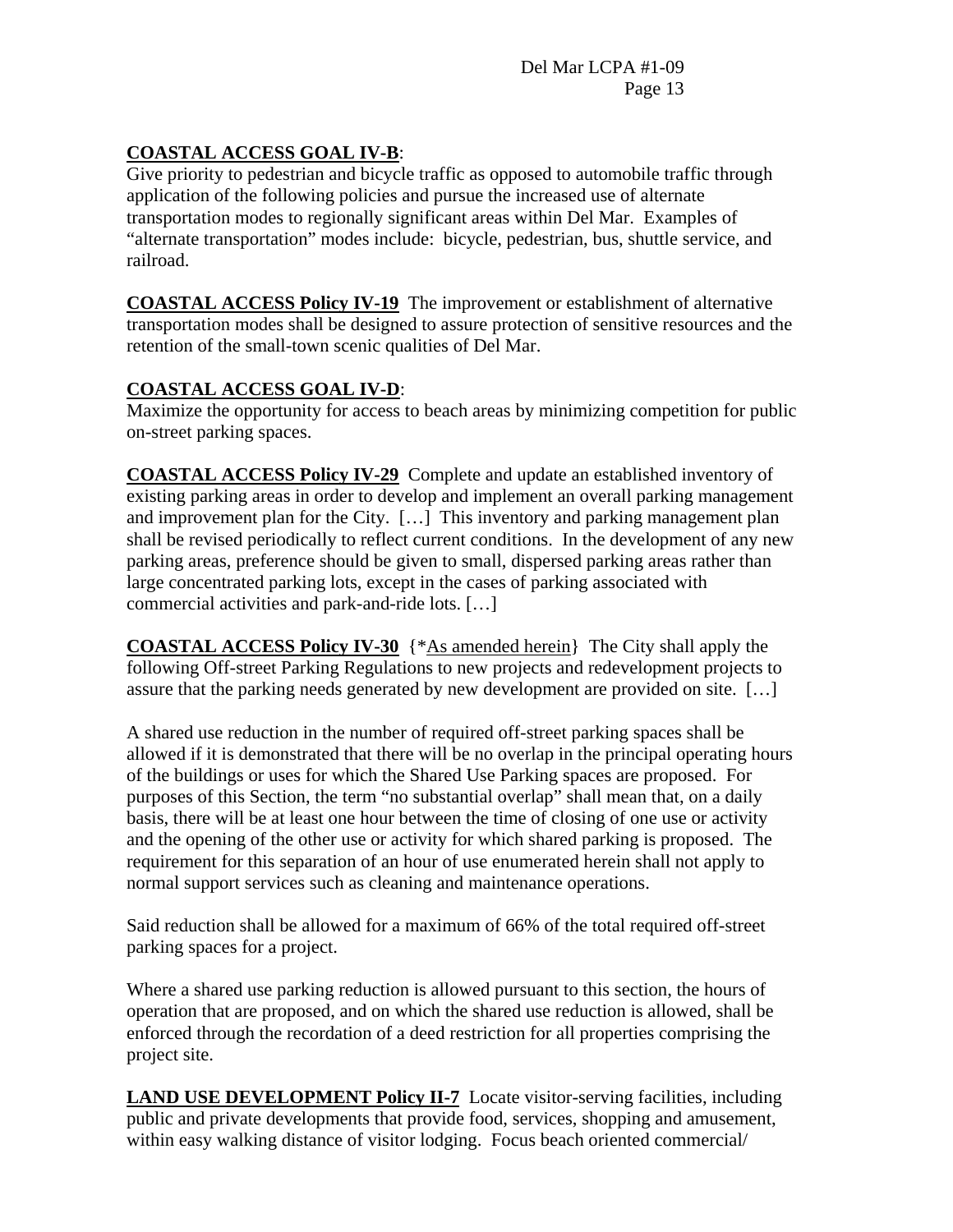**<u>COASTAL ACCESS GOAL IV-B</u>**:
Give priority to pedestrian and bicycle traffic as opposed to automobile traffic through application of the following policies and pursue the increased use of alternate transportation modes to regionally significant areas within Del Mar. Examples of "alternate transportation" modes include: bicycle, pedestrian, bus, shuttle service, and railroad.

**<u>COASTAL ACCESS Policy IV-19</u>** The improvement or establishment of alternative transportation modes shall be designed to assure protection of sensitive resources and the retention of the small-town scenic qualities of Del Mar.

**<u>COASTAL ACCESS GOAL IV-D</u>**:
Maximize the opportunity for access to beach areas by minimizing competition for public on-street parking spaces.

**<u>COASTAL ACCESS Policy IV-29</u>** Complete and update an established inventory of existing parking areas in order to develop and implement an overall parking management and improvement plan for the City. […] This inventory and parking management plan shall be revised periodically to reflect current conditions. In the development of any new parking areas, preference should be given to small, dispersed parking areas rather than large concentrated parking lots, except in the cases of parking associated with commercial activities and park-and-ride lots. […]

**<u>COASTAL ACCESS Policy IV-30</u>** {*<u>As amended herein</u>} The City shall apply the following Off-street Parking Regulations to new projects and redevelopment projects to assure that the parking needs generated by new development are provided on site. […]

A shared use reduction in the number of required off-street parking spaces shall be allowed if it is demonstrated that there will be no overlap in the principal operating hours of the buildings or uses for which the Shared Use Parking spaces are proposed. For purposes of this Section, the term "no substantial overlap" shall mean that, on a daily basis, there will be at least one hour between the time of closing of one use or activity and the opening of the other use or activity for which shared parking is proposed. The requirement for this separation of an hour of use enumerated herein shall not apply to normal support services such as cleaning and maintenance operations.

Said reduction shall be allowed for a maximum of 66% of the total required off-street parking spaces for a project.

Where a shared use parking reduction is allowed pursuant to this section, the hours of operation that are proposed, and on which the shared use reduction is allowed, shall be enforced through the recordation of a deed restriction for all properties comprising the project site.

**<u>LAND USE DEVELOPMENT Policy II-7</u>** Locate visitor-serving facilities, including public and private developments that provide food, services, shopping and amusement, within easy walking distance of visitor lodging. Focus beach oriented commercial/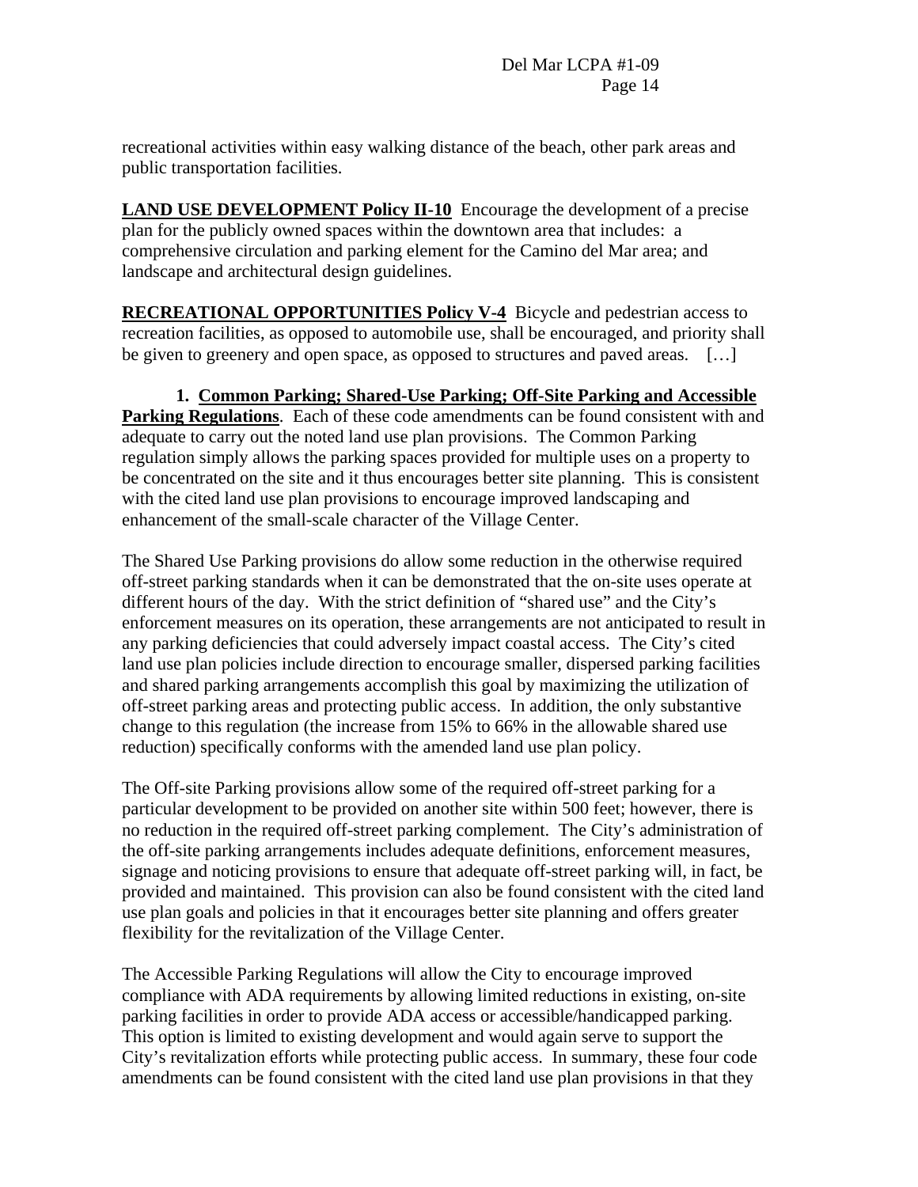recreational activities within easy walking distance of the beach, other park areas and public transportation facilities.

**LAND USE DEVELOPMENT Policy II-10** Encourage the development of a precise plan for the publicly owned spaces within the downtown area that includes: a comprehensive circulation and parking element for the Camino del Mar area; and landscape and architectural design guidelines.

**RECREATIONAL OPPORTUNITIES Policy V-4** Bicycle and pedestrian access to recreation facilities, as opposed to automobile use, shall be encouraged, and priority shall be given to greenery and open space, as opposed to structures and paved areas. […]

**1. Common Parking; Shared-Use Parking; Off-Site Parking and Accessible Parking Regulations**. Each of these code amendments can be found consistent with and adequate to carry out the noted land use plan provisions. The Common Parking regulation simply allows the parking spaces provided for multiple uses on a property to be concentrated on the site and it thus encourages better site planning. This is consistent with the cited land use plan provisions to encourage improved landscaping and enhancement of the small-scale character of the Village Center.

The Shared Use Parking provisions do allow some reduction in the otherwise required off-street parking standards when it can be demonstrated that the on-site uses operate at different hours of the day. With the strict definition of "shared use" and the City's enforcement measures on its operation, these arrangements are not anticipated to result in any parking deficiencies that could adversely impact coastal access. The City's cited land use plan policies include direction to encourage smaller, dispersed parking facilities and shared parking arrangements accomplish this goal by maximizing the utilization of off-street parking areas and protecting public access. In addition, the only substantive change to this regulation (the increase from 15% to 66% in the allowable shared use reduction) specifically conforms with the amended land use plan policy.

The Off-site Parking provisions allow some of the required off-street parking for a particular development to be provided on another site within 500 feet; however, there is no reduction in the required off-street parking complement. The City's administration of the off-site parking arrangements includes adequate definitions, enforcement measures, signage and noticing provisions to ensure that adequate off-street parking will, in fact, be provided and maintained. This provision can also be found consistent with the cited land use plan goals and policies in that it encourages better site planning and offers greater flexibility for the revitalization of the Village Center.

The Accessible Parking Regulations will allow the City to encourage improved compliance with ADA requirements by allowing limited reductions in existing, on-site parking facilities in order to provide ADA access or accessible/handicapped parking. This option is limited to existing development and would again serve to support the City's revitalization efforts while protecting public access. In summary, these four code amendments can be found consistent with the cited land use plan provisions in that they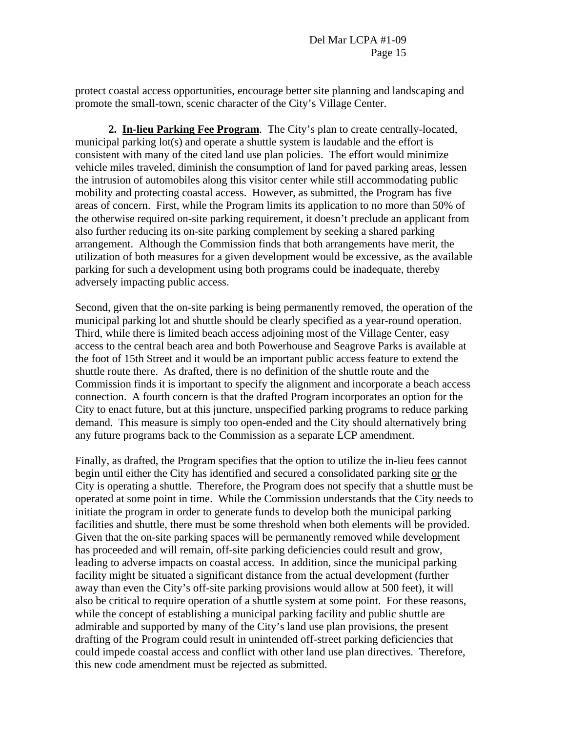protect coastal access opportunities, encourage better site planning and landscaping and promote the small-town, scenic character of the City's Village Center.

**2. <u>In-lieu Parking Fee Program</u>**. The City's plan to create centrally-located, municipal parking lot(s) and operate a shuttle system is laudable and the effort is consistent with many of the cited land use plan policies. The effort would minimize vehicle miles traveled, diminish the consumption of land for paved parking areas, lessen the intrusion of automobiles along this visitor center while still accommodating public mobility and protecting coastal access. However, as submitted, the Program has five areas of concern. First, while the Program limits its application to no more than 50% of the otherwise required on-site parking requirement, it doesn't preclude an applicant from also further reducing its on-site parking complement by seeking a shared parking arrangement. Although the Commission finds that both arrangements have merit, the utilization of both measures for a given development would be excessive, as the available parking for such a development using both programs could be inadequate, thereby adversely impacting public access.

Second, given that the on-site parking is being permanently removed, the operation of the municipal parking lot and shuttle should be clearly specified as a year-round operation. Third, while there is limited beach access adjoining most of the Village Center, easy access to the central beach area and both Powerhouse and Seagrove Parks is available at the foot of 15th Street and it would be an important public access feature to extend the shuttle route there. As drafted, there is no definition of the shuttle route and the Commission finds it is important to specify the alignment and incorporate a beach access connection. A fourth concern is that the drafted Program incorporates an option for the City to enact future, but at this juncture, unspecified parking programs to reduce parking demand. This measure is simply too open-ended and the City should alternatively bring any future programs back to the Commission as a separate LCP amendment.

Finally, as drafted, the Program specifies that the option to utilize the in-lieu fees cannot begin until either the City has identified and secured a consolidated parking site <u>or</u> the City is operating a shuttle. Therefore, the Program does not specify that a shuttle must be operated at some point in time. While the Commission understands that the City needs to initiate the program in order to generate funds to develop both the municipal parking facilities and shuttle, there must be some threshold when both elements will be provided. Given that the on-site parking spaces will be permanently removed while development has proceeded and will remain, off-site parking deficiencies could result and grow, leading to adverse impacts on coastal access. In addition, since the municipal parking facility might be situated a significant distance from the actual development (further away than even the City's off-site parking provisions would allow at 500 feet), it will also be critical to require operation of a shuttle system at some point. For these reasons, while the concept of establishing a municipal parking facility and public shuttle are admirable and supported by many of the City's land use plan provisions, the present drafting of the Program could result in unintended off-street parking deficiencies that could impede coastal access and conflict with other land use plan directives. Therefore, this new code amendment must be rejected as submitted.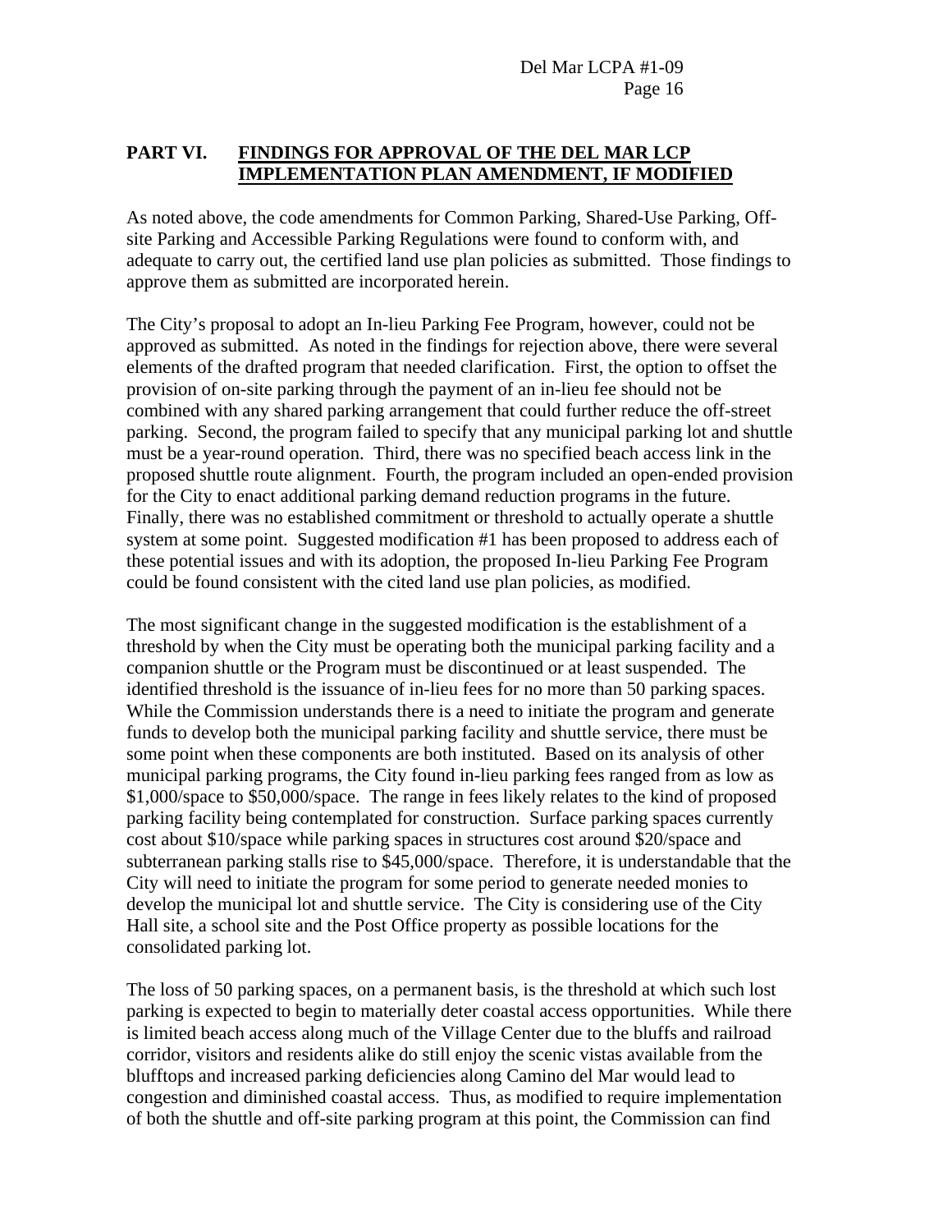## PART VI. FINDINGS FOR APPROVAL OF THE DEL MAR LCP IMPLEMENTATION PLAN AMENDMENT, IF MODIFIED

As noted above, the code amendments for Common Parking, Shared-Use Parking, Off-site Parking and Accessible Parking Regulations were found to conform with, and adequate to carry out, the certified land use plan policies as submitted. Those findings to approve them as submitted are incorporated herein.

The City's proposal to adopt an In-lieu Parking Fee Program, however, could not be approved as submitted. As noted in the findings for rejection above, there were several elements of the drafted program that needed clarification. First, the option to offset the provision of on-site parking through the payment of an in-lieu fee should not be combined with any shared parking arrangement that could further reduce the off-street parking. Second, the program failed to specify that any municipal parking lot and shuttle must be a year-round operation. Third, there was no specified beach access link in the proposed shuttle route alignment. Fourth, the program included an open-ended provision for the City to enact additional parking demand reduction programs in the future. Finally, there was no established commitment or threshold to actually operate a shuttle system at some point. Suggested modification #1 has been proposed to address each of these potential issues and with its adoption, the proposed In-lieu Parking Fee Program could be found consistent with the cited land use plan policies, as modified.

The most significant change in the suggested modification is the establishment of a threshold by when the City must be operating both the municipal parking facility and a companion shuttle or the Program must be discontinued or at least suspended. The identified threshold is the issuance of in-lieu fees for no more than 50 parking spaces. While the Commission understands there is a need to initiate the program and generate funds to develop both the municipal parking facility and shuttle service, there must be some point when these components are both instituted. Based on its analysis of other municipal parking programs, the City found in-lieu parking fees ranged from as low as $1,000/space to $50,000/space. The range in fees likely relates to the kind of proposed parking facility being contemplated for construction. Surface parking spaces currently cost about $10/space while parking spaces in structures cost around $20/space and subterranean parking stalls rise to $45,000/space. Therefore, it is understandable that the City will need to initiate the program for some period to generate needed monies to develop the municipal lot and shuttle service. The City is considering use of the City Hall site, a school site and the Post Office property as possible locations for the consolidated parking lot.

The loss of 50 parking spaces, on a permanent basis, is the threshold at which such lost parking is expected to begin to materially deter coastal access opportunities. While there is limited beach access along much of the Village Center due to the bluffs and railroad corridor, visitors and residents alike do still enjoy the scenic vistas available from the blufftops and increased parking deficiencies along Camino del Mar would lead to congestion and diminished coastal access. Thus, as modified to require implementation of both the shuttle and off-site parking program at this point, the Commission can find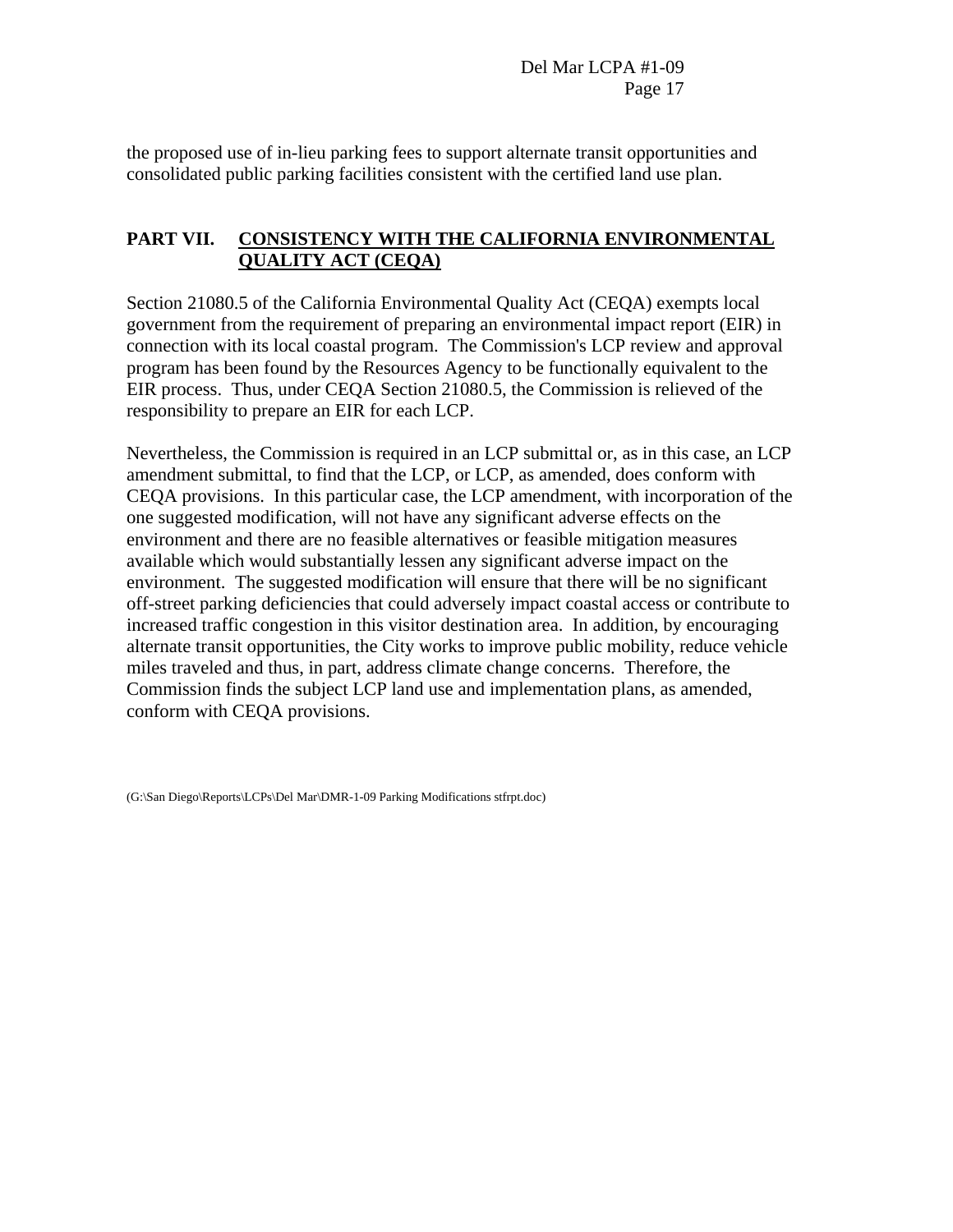the proposed use of in-lieu parking fees to support alternate transit opportunities and consolidated public parking facilities consistent with the certified land use plan.

## PART VII. CONSISTENCY WITH THE CALIFORNIA ENVIRONMENTAL QUALITY ACT (CEQA)

Section 21080.5 of the California Environmental Quality Act (CEQA) exempts local government from the requirement of preparing an environmental impact report (EIR) in connection with its local coastal program. The Commission's LCP review and approval program has been found by the Resources Agency to be functionally equivalent to the EIR process. Thus, under CEQA Section 21080.5, the Commission is relieved of the responsibility to prepare an EIR for each LCP.

Nevertheless, the Commission is required in an LCP submittal or, as in this case, an LCP amendment submittal, to find that the LCP, or LCP, as amended, does conform with CEQA provisions. In this particular case, the LCP amendment, with incorporation of the one suggested modification, will not have any significant adverse effects on the environment and there are no feasible alternatives or feasible mitigation measures available which would substantially lessen any significant adverse impact on the environment. The suggested modification will ensure that there will be no significant off-street parking deficiencies that could adversely impact coastal access or contribute to increased traffic congestion in this visitor destination area. In addition, by encouraging alternate transit opportunities, the City works to improve public mobility, reduce vehicle miles traveled and thus, in part, address climate change concerns. Therefore, the Commission finds the subject LCP land use and implementation plans, as amended, conform with CEQA provisions.

(G:\San Diego\Reports\LCPs\Del Mar\DMR-1-09 Parking Modifications stfrpt.doc)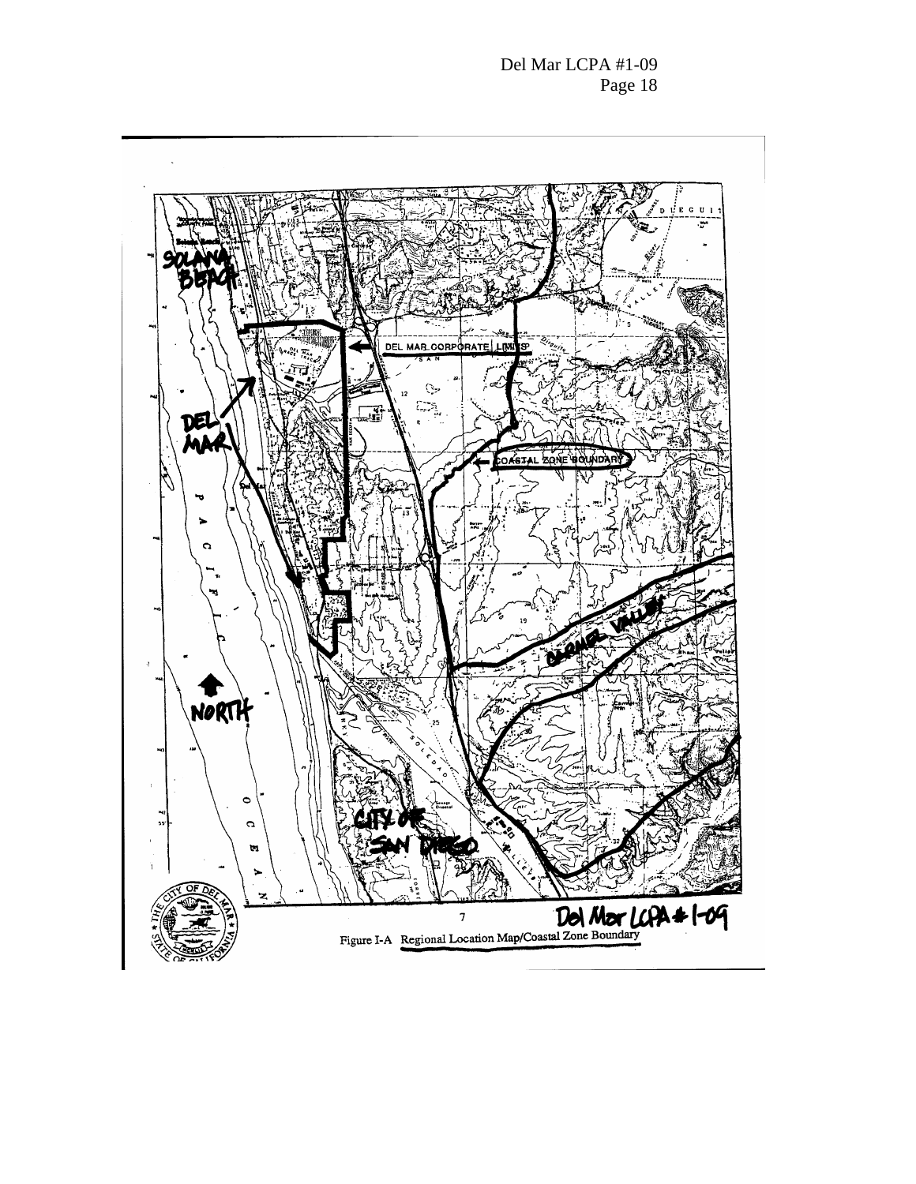SOLANA BEACH

DEL MAR CORPORATE LIMITS

DEL MAR

COASTAL ZONE BOUNDARY

CARMEL VALLEY

NORTH

CITY OF SAN DIEGO

PACIFIC OCEAN

Del Mar LCPA #1-09

Figure I-A Regional Location Map/Coastal Zone Boundary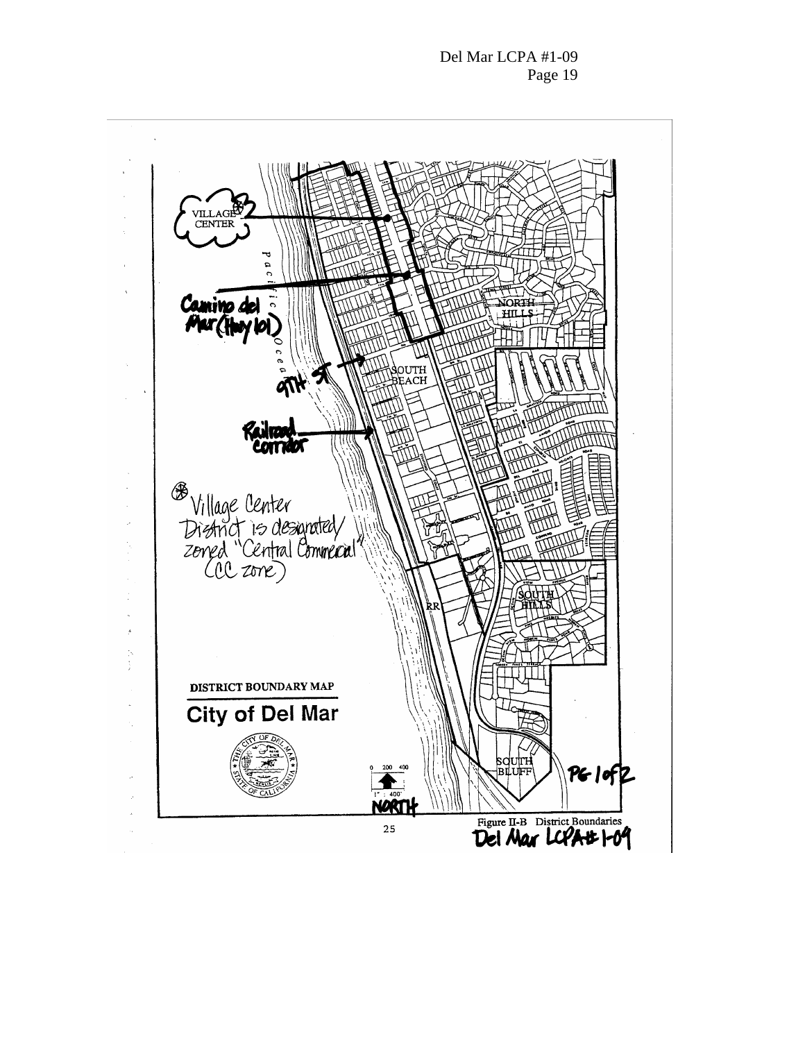VILLAGE CENTER

Camino del Mar (Hwy 101)

9th St

Railroad corridor

Pacific Ocean

NORTH HILLS

SOUTH BEACH

SOUTH HILLS

SOUTH BLUFF

RR

Village Center District is designated/zoned "Central Commercial" (CC zone)

DISTRICT BOUNDARY MAP

**City of Del Mar**

0 200 400

1" : 400'

NORTH

PG 1 of 2

Figure II-B District Boundaries

Del Mar LCPA# 1-09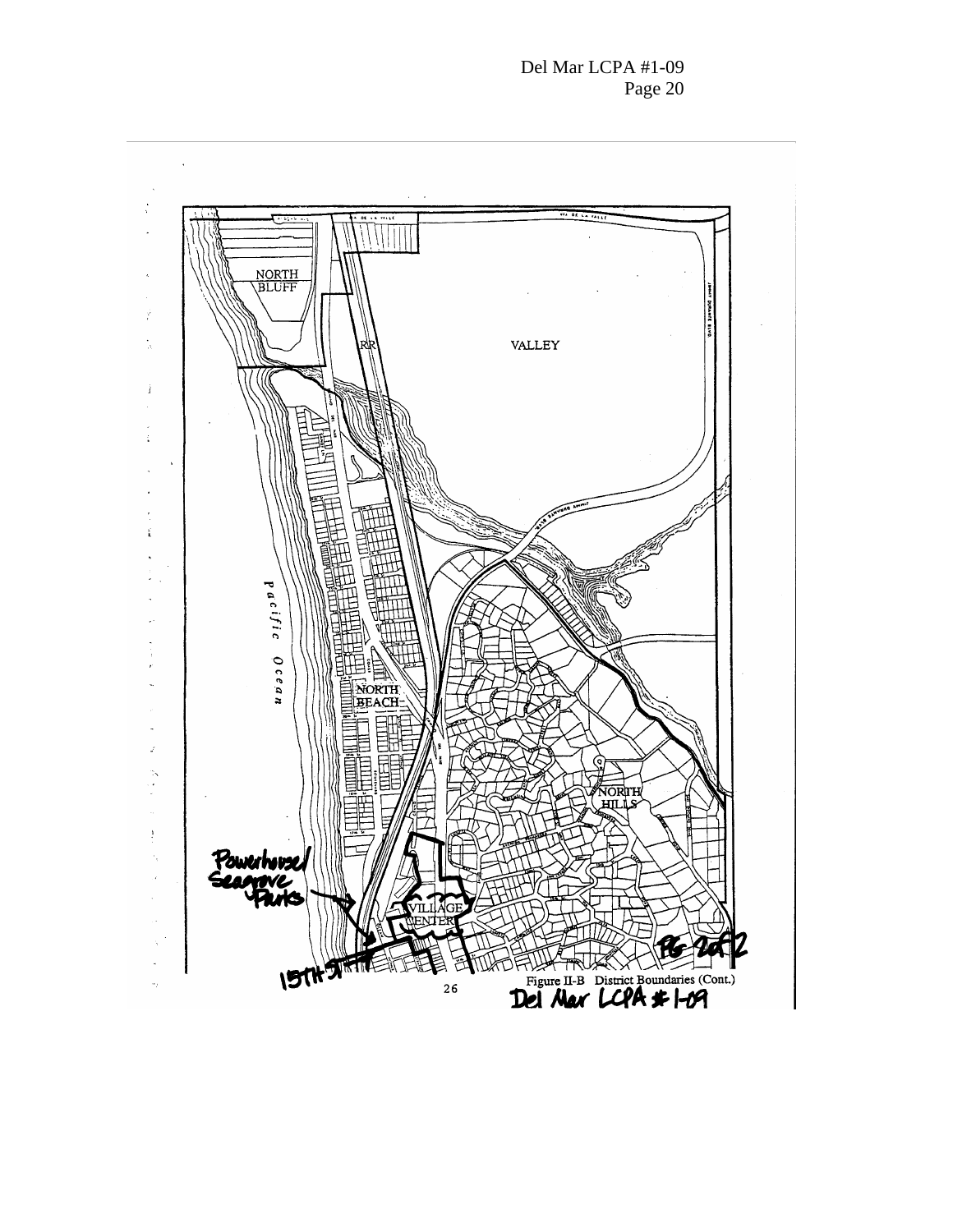NORTH BLUFF

VALLEY

RR

Pacific Ocean

NORTH BEACH

NORTH HILLS

VILLAGE CENTER

Powerhouse/ Seagrove Parks

15TH ST

Pg 2 of 2

26

Figure II-B District Boundaries (Cont.)

Del Mar LCPA #1-09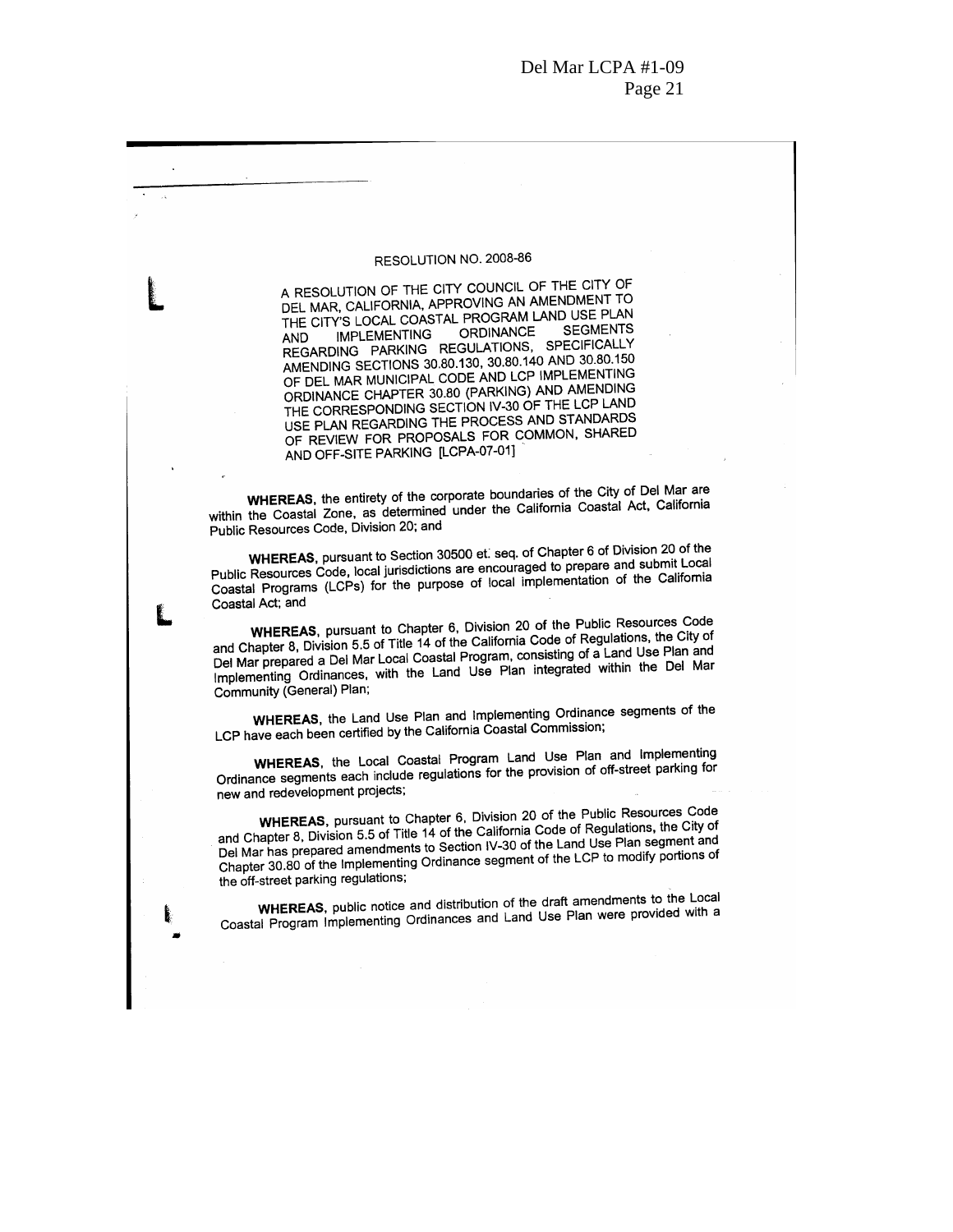RESOLUTION NO. 2008-86

A RESOLUTION OF THE CITY COUNCIL OF THE CITY OF DEL MAR, CALIFORNIA, APPROVING AN AMENDMENT TO THE CITY'S LOCAL COASTAL PROGRAM LAND USE PLAN AND IMPLEMENTING ORDINANCE SEGMENTS REGARDING PARKING REGULATIONS, SPECIFICALLY AMENDING SECTIONS 30.80.130, 30.80.140 AND 30.80.150 OF DEL MAR MUNICIPAL CODE AND LCP IMPLEMENTING ORDINANCE CHAPTER 30.80 (PARKING) AND AMENDING THE CORRESPONDING SECTION IV-30 OF THE LCP LAND USE PLAN REGARDING THE PROCESS AND STANDARDS OF REVIEW FOR PROPOSALS FOR COMMON, SHARED AND OFF-SITE PARKING [LCPA-07-01]

**WHEREAS**, the entirety of the corporate boundaries of the City of Del Mar are within the Coastal Zone, as determined under the California Coastal Act, California Public Resources Code, Division 20; and

**WHEREAS**, pursuant to Section 30500 et. seq. of Chapter 6 of Division 20 of the Public Resources Code, local jurisdictions are encouraged to prepare and submit Local Coastal Programs (LCPs) for the purpose of local implementation of the California Coastal Act; and

**WHEREAS**, pursuant to Chapter 6, Division 20 of the Public Resources Code and Chapter 8, Division 5.5 of Title 14 of the California Code of Regulations, the City of Del Mar prepared a Del Mar Local Coastal Program, consisting of a Land Use Plan and Implementing Ordinances, with the Land Use Plan integrated within the Del Mar Community (General) Plan;

**WHEREAS**, the Land Use Plan and Implementing Ordinance segments of the LCP have each been certified by the California Coastal Commission;

**WHEREAS**, the Local Coastal Program Land Use Plan and Implementing Ordinance segments each include regulations for the provision of off-street parking for new and redevelopment projects;

**WHEREAS**, pursuant to Chapter 6, Division 20 of the Public Resources Code and Chapter 8, Division 5.5 of Title 14 of the California Code of Regulations, the City of Del Mar has prepared amendments to Section IV-30 of the Land Use Plan segment and Chapter 30.80 of the Implementing Ordinance segment of the LCP to modify portions of the off-street parking regulations;

**WHEREAS**, public notice and distribution of the draft amendments to the Local Coastal Program Implementing Ordinances and Land Use Plan were provided with a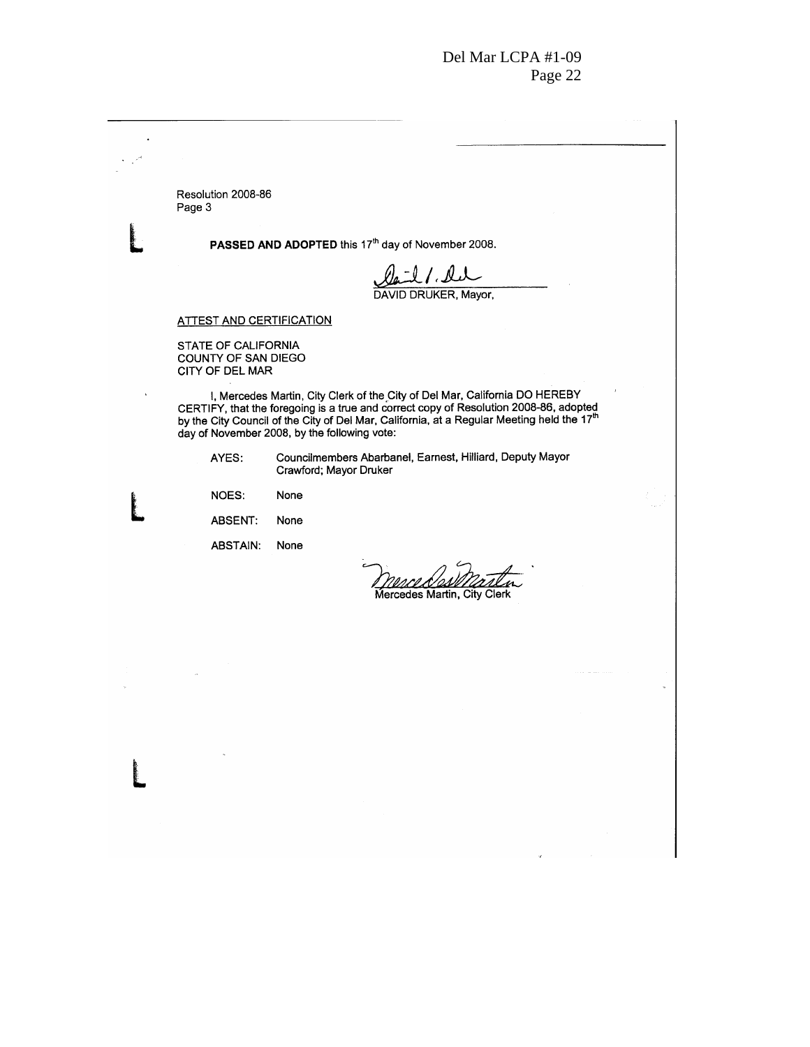Resolution 2008-86
Page 3

**PASSED AND ADOPTED** this 17th day of November 2008.

DAVID DRUKER, Mayor,

ATTEST AND CERTIFICATION

STATE OF CALIFORNIA
COUNTY OF SAN DIEGO
CITY OF DEL MAR

I, Mercedes Martin, City Clerk of the City of Del Mar, California DO HEREBY CERTIFY, that the foregoing is a true and correct copy of Resolution 2008-86, adopted by the City Council of the City of Del Mar, California, at a Regular Meeting held the 17th day of November 2008, by the following vote:

AYES: Councilmembers Abarbanel, Earnest, Hilliard, Deputy Mayor Crawford; Mayor Druker

NOES: None

ABSENT: None

ABSTAIN: None

Mercedes Martin, City Clerk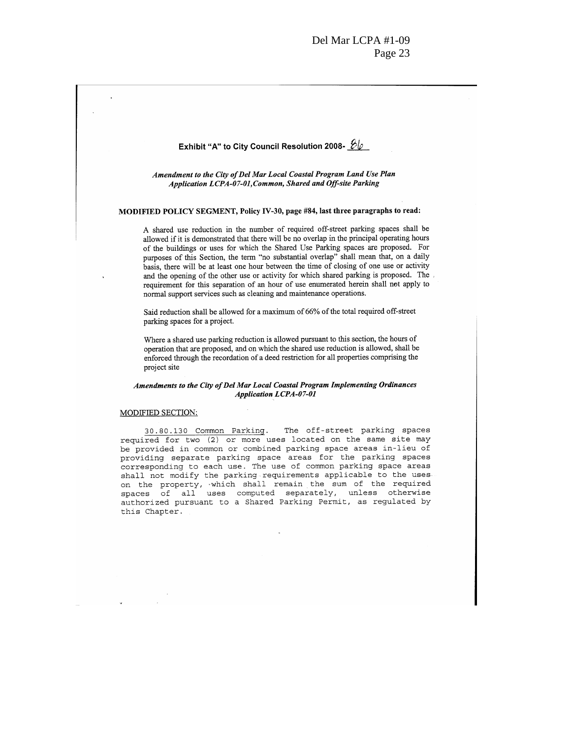**Exhibit "A" to City Council Resolution 2008- 86**

***Amendment to the City of Del Mar Local Coastal Program Land Use Plan Application LCPA-07-01, Common, Shared and Off-site Parking***

**MODIFIED POLICY SEGMENT, Policy IV-30, page #84, last three paragraphs to read:**

A shared use reduction in the number of required off-street parking spaces shall be allowed if it is demonstrated that there will be no overlap in the principal operating hours of the buildings or uses for which the Shared Use Parking spaces are proposed. For purposes of this Section, the term "no substantial overlap" shall mean that, on a daily basis, there will be at least one hour between the time of closing of one use or activity and the opening of the other use or activity for which shared parking is proposed. The requirement for this separation of an hour of use enumerated herein shall not apply to normal support services such as cleaning and maintenance operations.

Said reduction shall be allowed for a maximum of 66% of the total required off-street parking spaces for a project.

Where a shared use parking reduction is allowed pursuant to this section, the hours of operation that are proposed, and on which the shared use reduction is allowed, shall be enforced through the recordation of a deed restriction for all properties comprising the project site

***Amendments to the City of Del Mar Local Coastal Program Implementing Ordinances Application LCPA-07-01***

MODIFIED SECTION:

30.80.130 Common Parking. The off-street parking spaces required for two (2) or more uses located on the same site may be provided in common or combined parking space areas in-lieu of providing separate parking space areas for the parking spaces corresponding to each use. The use of common parking space areas shall not modify the parking requirements applicable to the uses on the property, which shall remain the sum of the required spaces of all uses computed separately, unless otherwise authorized pursuant to a Shared Parking Permit, as regulated by this Chapter.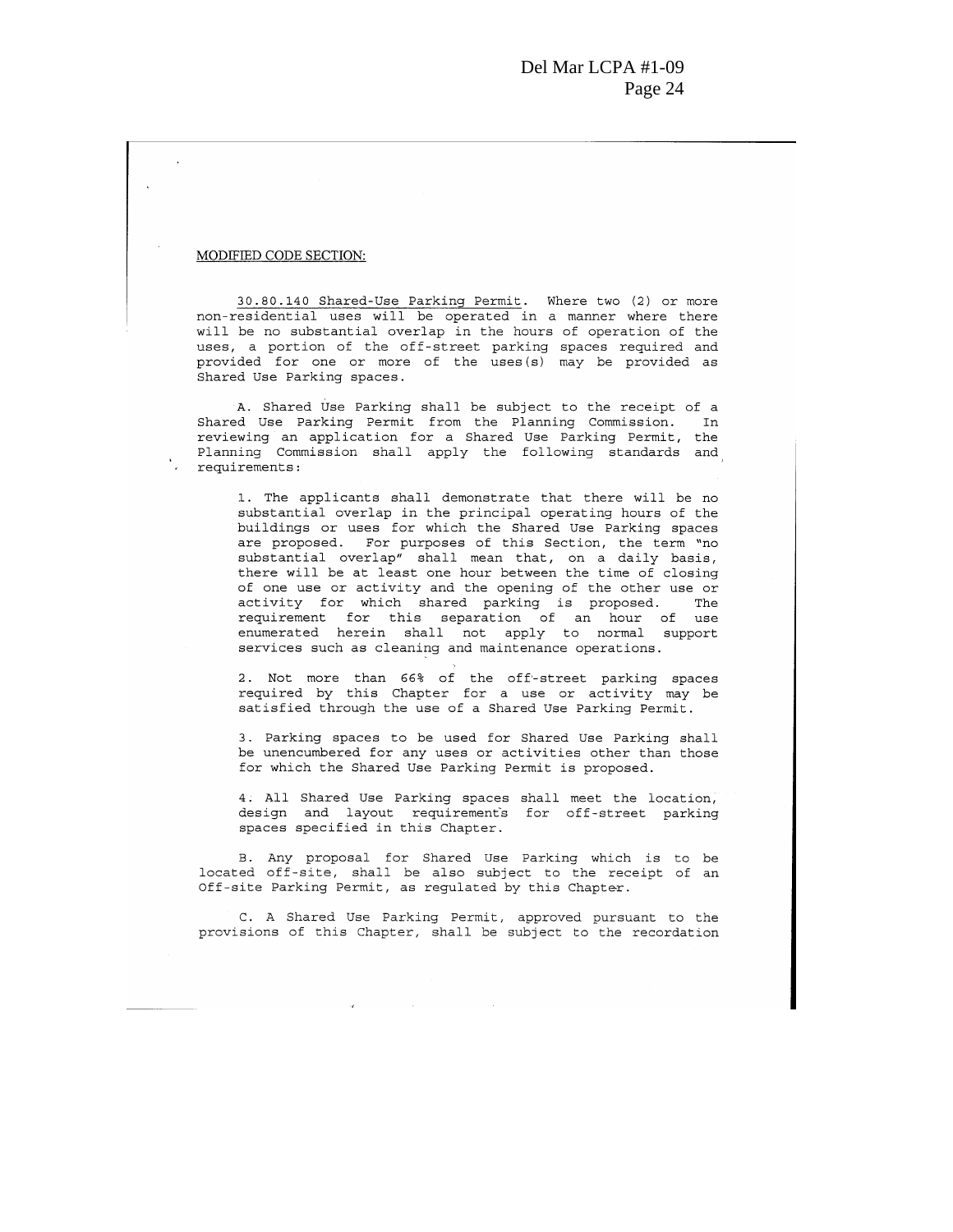MODIFIED CODE SECTION:

30.80.140 Shared-Use Parking Permit. Where two (2) or more non-residential uses will be operated in a manner where there will be no substantial overlap in the hours of operation of the uses, a portion of the off-street parking spaces required and provided for one or more of the uses(s) may be provided as Shared Use Parking spaces.

A. Shared Use Parking shall be subject to the receipt of a Shared Use Parking Permit from the Planning Commission. In reviewing an application for a Shared Use Parking Permit, the Planning Commission shall apply the following standards and requirements:

1. The applicants shall demonstrate that there will be no substantial overlap in the principal operating hours of the buildings or uses for which the Shared Use Parking spaces are proposed. For purposes of this Section, the term "no substantial overlap" shall mean that, on a daily basis, there will be at least one hour between the time of closing of one use or activity and the opening of the other use or activity for which shared parking is proposed. The requirement for this separation of an hour of use enumerated herein shall not apply to normal support services such as cleaning and maintenance operations.

2. Not more than 66% of the off-street parking spaces required by this Chapter for a use or activity may be satisfied through the use of a Shared Use Parking Permit.

3. Parking spaces to be used for Shared Use Parking shall be unencumbered for any uses or activities other than those for which the Shared Use Parking Permit is proposed.

4. All Shared Use Parking spaces shall meet the location, design and layout requirements for off-street parking spaces specified in this Chapter.

B. Any proposal for Shared Use Parking which is to be located off-site, shall be also subject to the receipt of an Off-site Parking Permit, as regulated by this Chapter.

C. A Shared Use Parking Permit, approved pursuant to the provisions of this Chapter, shall be subject to the recordation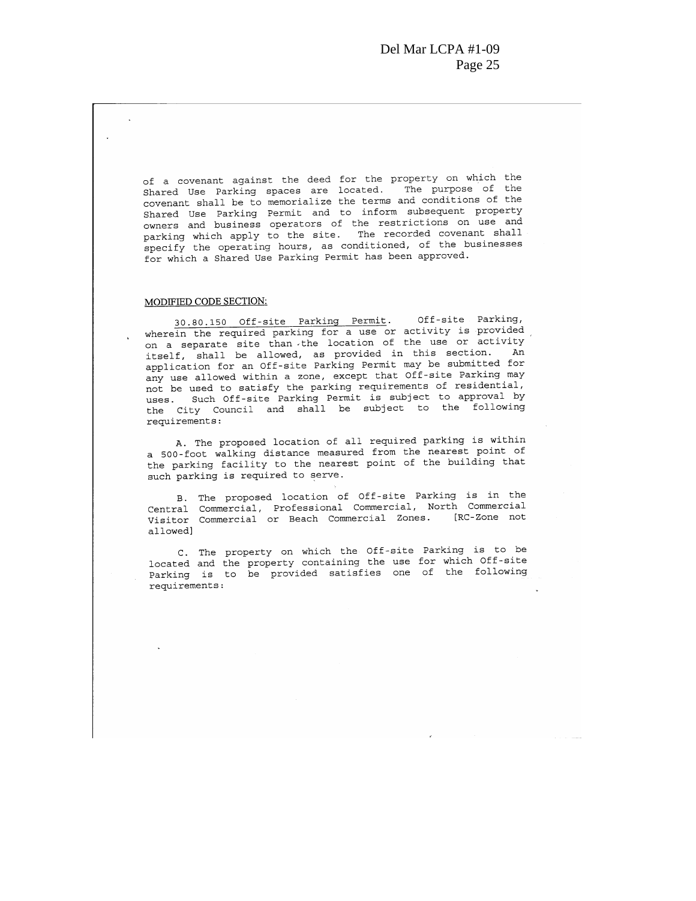of a covenant against the deed for the property on which the Shared Use Parking spaces are located. The purpose of the covenant shall be to memorialize the terms and conditions of the Shared Use Parking Permit and to inform subsequent property owners and business operators of the restrictions on use and parking which apply to the site. The recorded covenant shall specify the operating hours, as conditioned, of the businesses for which a Shared Use Parking Permit has been approved.

<u>MODIFIED CODE SECTION:</u>

<u>30.80.150 Off-site Parking Permit</u>. Off-site Parking, wherein the required parking for a use or activity is provided on a separate site than the location of the use or activity itself, shall be allowed, as provided in this section. An application for an Off-site Parking Permit may be submitted for any use allowed within a zone, except that Off-site Parking may not be used to satisfy the parking requirements of residential, uses. Such Off-site Parking Permit is subject to approval by the City Council and shall be subject to the following requirements:

A. The proposed location of all required parking is within a 500-foot walking distance measured from the nearest point of the parking facility to the nearest point of the building that such parking is required to serve.

B. The proposed location of Off-site Parking is in the Central Commercial, Professional Commercial, North Commercial Visitor Commercial or Beach Commercial Zones. [RC-Zone not allowed]

C. The property on which the Off-site Parking is to be located and the property containing the use for which Off-site Parking is to be provided satisfies one of the following requirements: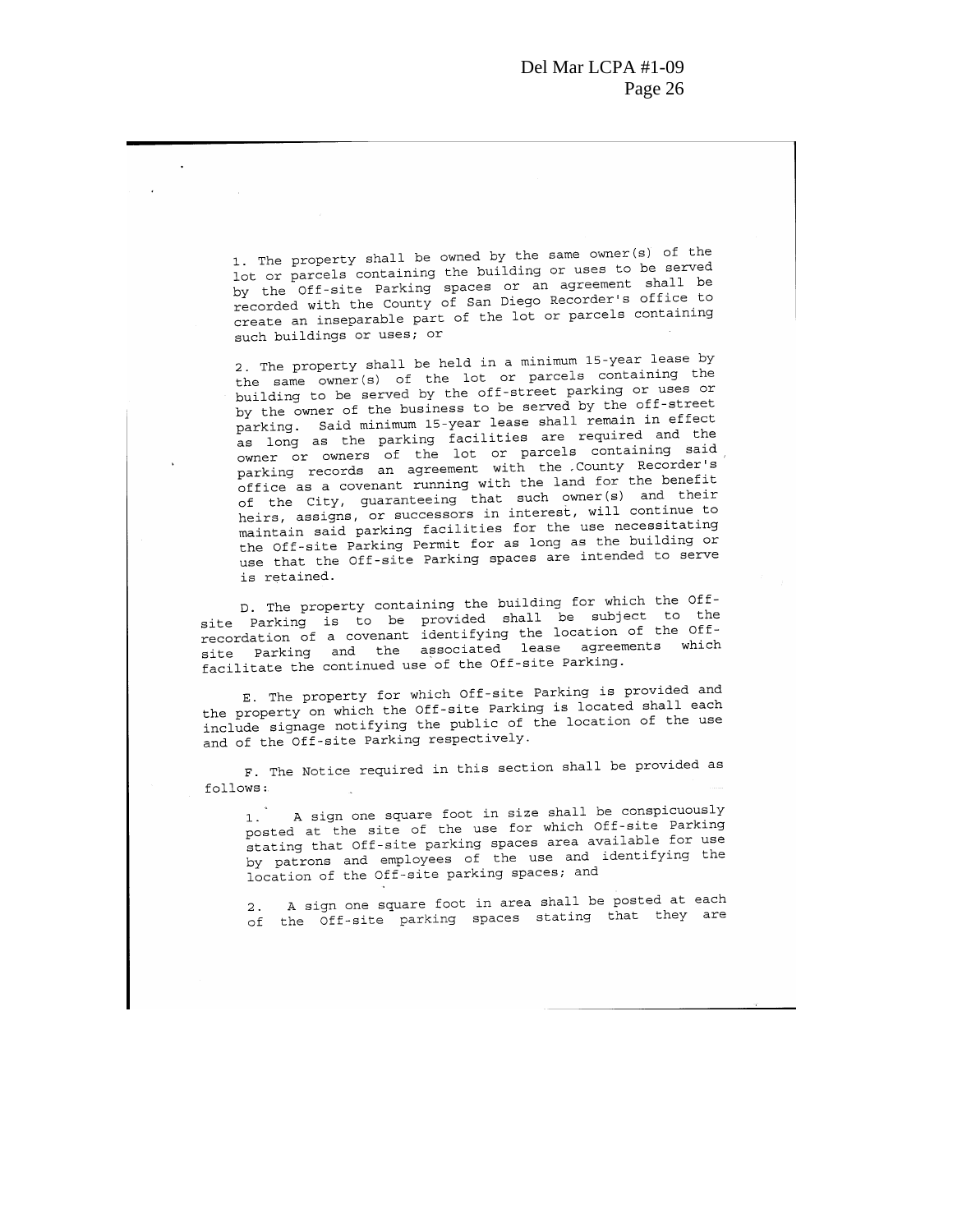1. The property shall be owned by the same owner(s) of the lot or parcels containing the building or uses to be served by the Off-site Parking spaces or an agreement shall be recorded with the County of San Diego Recorder's office to create an inseparable part of the lot or parcels containing such buildings or uses; or

2. The property shall be held in a minimum 15-year lease by the same owner(s) of the lot or parcels containing the building to be served by the off-street parking or uses or by the owner of the business to be served by the off-street parking. Said minimum 15-year lease shall remain in effect as long as the parking facilities are required and the owner or owners of the lot or parcels containing said parking records an agreement with the County Recorder's office as a covenant running with the land for the benefit of the City, guaranteeing that such owner(s) and their heirs, assigns, or successors in interest, will continue to maintain said parking facilities for the use necessitating the Off-site Parking Permit for as long as the building or use that the Off-site Parking spaces are intended to serve is retained.

D. The property containing the building for which the Off-site Parking is to be provided shall be subject to the recordation of a covenant identifying the location of the Off-site Parking and the associated lease agreements which facilitate the continued use of the Off-site Parking.

E. The property for which Off-site Parking is provided and the property on which the Off-site Parking is located shall each include signage notifying the public of the location of the use and of the Off-site Parking respectively.

F. The Notice required in this section shall be provided as follows:

1. A sign one square foot in size shall be conspicuously posted at the site of the use for which Off-site Parking stating that Off-site parking spaces area available for use by patrons and employees of the use and identifying the location of the Off-site parking spaces; and

2. A sign one square foot in area shall be posted at each of the Off-site parking spaces stating that they are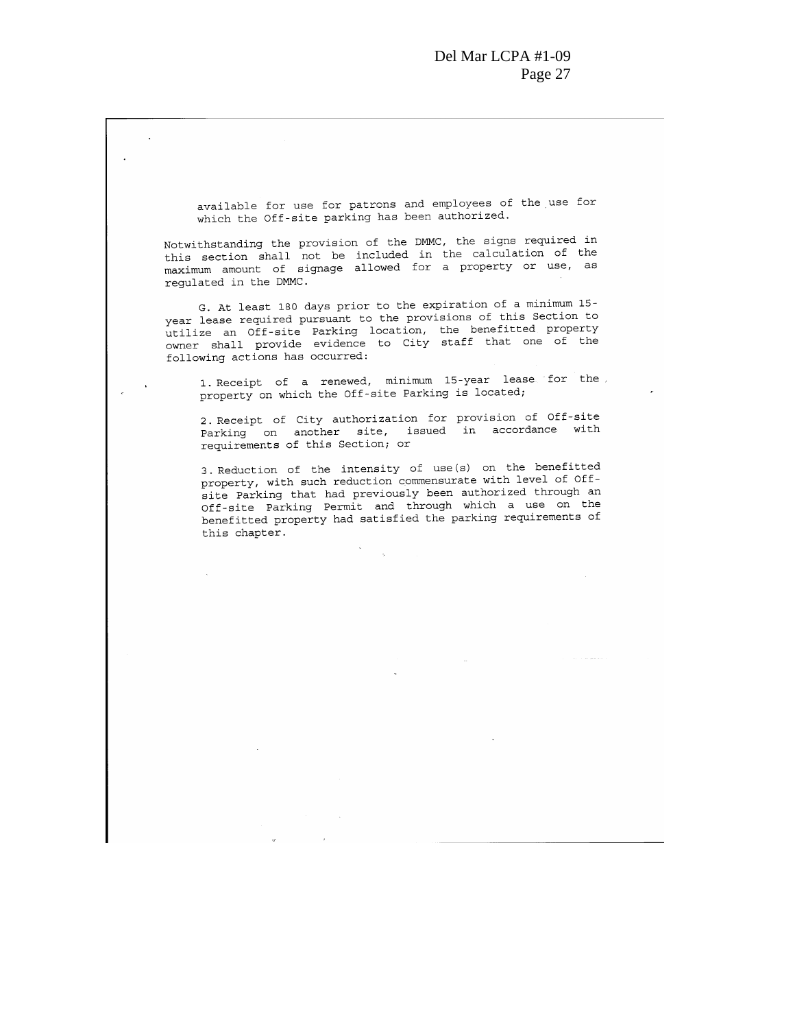available for use for patrons and employees of the use for which the Off-site parking has been authorized.

Notwithstanding the provision of the DMMC, the signs required in this section shall not be included in the calculation of the maximum amount of signage allowed for a property or use, as regulated in the DMMC.

G. At least 180 days prior to the expiration of a minimum 15-year lease required pursuant to the provisions of this Section to utilize an Off-site Parking location, the benefitted property owner shall provide evidence to City staff that one of the following actions has occurred:

1. Receipt of a renewed, minimum 15-year lease for the property on which the Off-site Parking is located;

2. Receipt of City authorization for provision of Off-site Parking on another site, issued in accordance with requirements of this Section; or

3. Reduction of the intensity of use(s) on the benefitted property, with such reduction commensurate with level of Off-site Parking that had previously been authorized through an Off-site Parking Permit and through which a use on the benefitted property had satisfied the parking requirements of this chapter.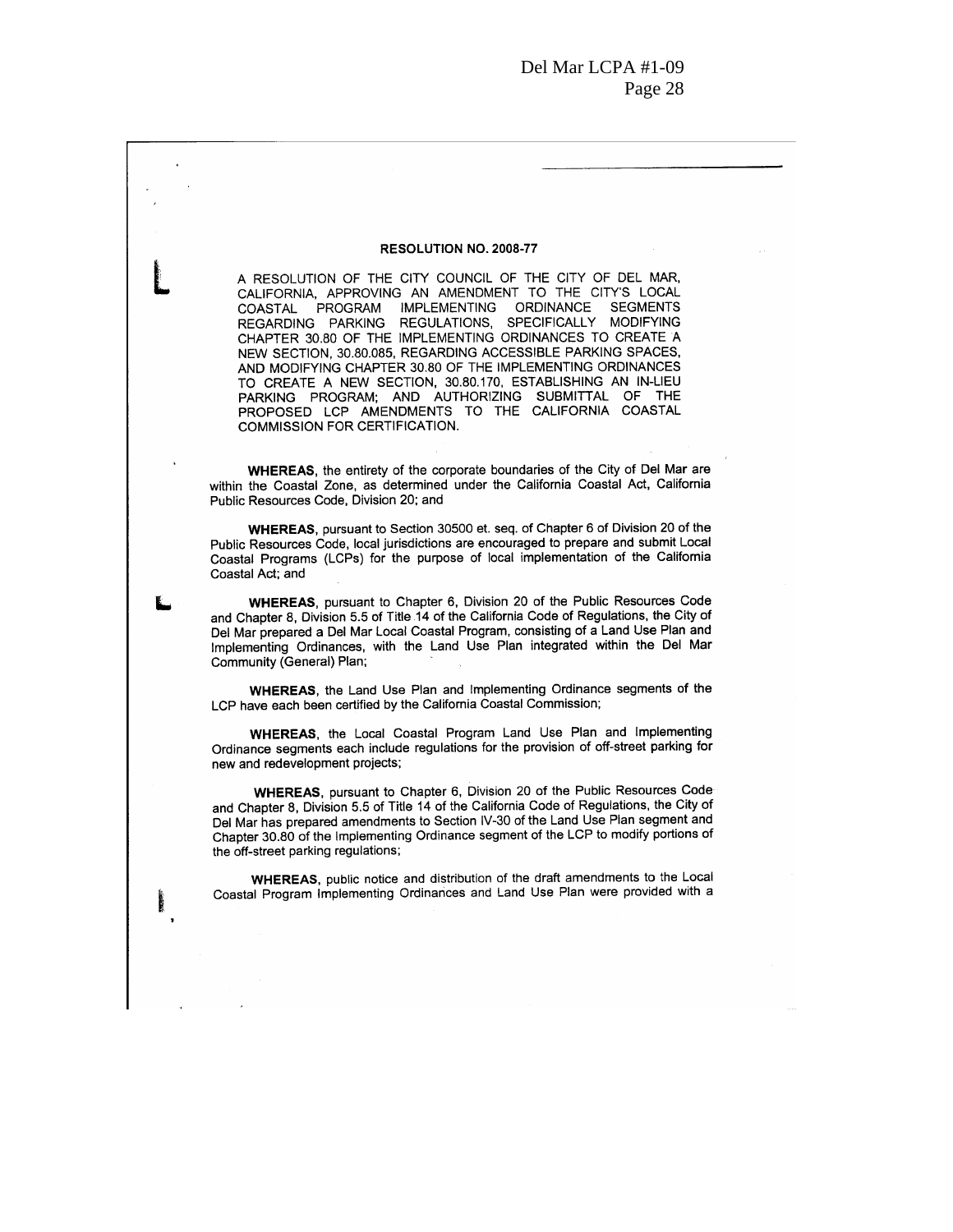**RESOLUTION NO. 2008-77**

A RESOLUTION OF THE CITY COUNCIL OF THE CITY OF DEL MAR, CALIFORNIA, APPROVING AN AMENDMENT TO THE CITY'S LOCAL COASTAL PROGRAM IMPLEMENTING ORDINANCE SEGMENTS REGARDING PARKING REGULATIONS, SPECIFICALLY MODIFYING CHAPTER 30.80 OF THE IMPLEMENTING ORDINANCES TO CREATE A NEW SECTION, 30.80.085, REGARDING ACCESSIBLE PARKING SPACES, AND MODIFYING CHAPTER 30.80 OF THE IMPLEMENTING ORDINANCES TO CREATE A NEW SECTION, 30.80.170, ESTABLISHING AN IN-LIEU PARKING PROGRAM; AND AUTHORIZING SUBMITTAL OF THE PROPOSED LCP AMENDMENTS TO THE CALIFORNIA COASTAL COMMISSION FOR CERTIFICATION.

**WHEREAS**, the entirety of the corporate boundaries of the City of Del Mar are within the Coastal Zone, as determined under the California Coastal Act, California Public Resources Code, Division 20; and

**WHEREAS**, pursuant to Section 30500 et. seq. of Chapter 6 of Division 20 of the Public Resources Code, local jurisdictions are encouraged to prepare and submit Local Coastal Programs (LCPs) for the purpose of local implementation of the California Coastal Act; and

**WHEREAS**, pursuant to Chapter 6, Division 20 of the Public Resources Code and Chapter 8, Division 5.5 of Title 14 of the California Code of Regulations, the City of Del Mar prepared a Del Mar Local Coastal Program, consisting of a Land Use Plan and Implementing Ordinances, with the Land Use Plan integrated within the Del Mar Community (General) Plan;

**WHEREAS**, the Land Use Plan and Implementing Ordinance segments of the LCP have each been certified by the California Coastal Commission;

**WHEREAS**, the Local Coastal Program Land Use Plan and Implementing Ordinance segments each include regulations for the provision of off-street parking for new and redevelopment projects;

**WHEREAS**, pursuant to Chapter 6, Division 20 of the Public Resources Code and Chapter 8, Division 5.5 of Title 14 of the California Code of Regulations, the City of Del Mar has prepared amendments to Section IV-30 of the Land Use Plan segment and Chapter 30.80 of the Implementing Ordinance segment of the LCP to modify portions of the off-street parking regulations;

**WHEREAS**, public notice and distribution of the draft amendments to the Local Coastal Program Implementing Ordinances and Land Use Plan were provided with a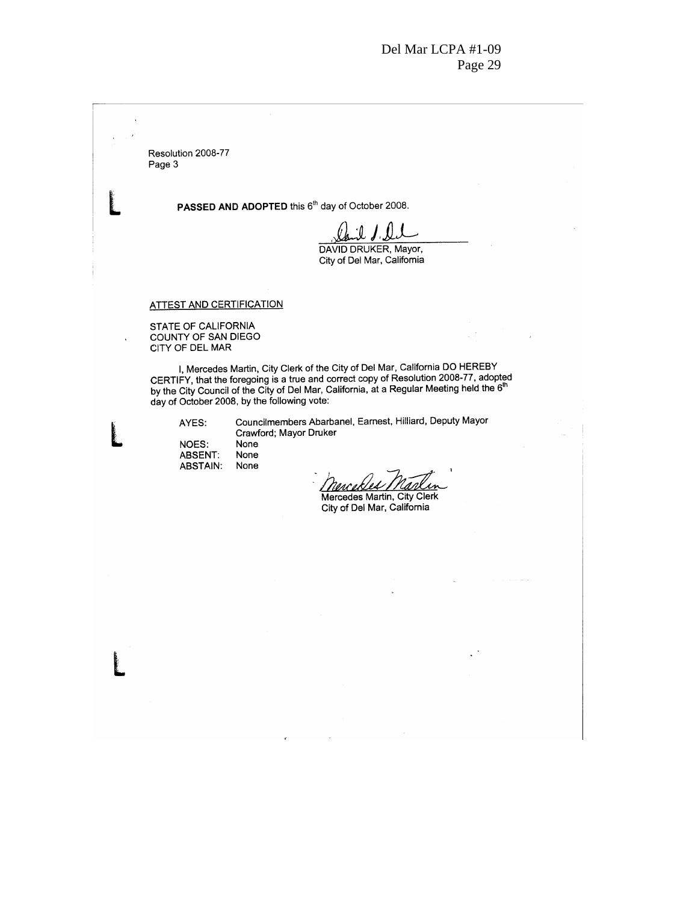Resolution 2008-77
Page 3

**PASSED AND ADOPTED** this 6th day of October 2008.

DAVID DRUKER, Mayor,
City of Del Mar, California

ATTEST AND CERTIFICATION

STATE OF CALIFORNIA
COUNTY OF SAN DIEGO
CITY OF DEL MAR

I, Mercedes Martin, City Clerk of the City of Del Mar, California DO HEREBY CERTIFY, that the foregoing is a true and correct copy of Resolution 2008-77, adopted by the City Council of the City of Del Mar, California, at a Regular Meeting held the 6th day of October 2008, by the following vote:

| | |
|---|---|
| AYES: | Councilmembers Abarbanel, Earnest, Hilliard, Deputy Mayor Crawford; Mayor Druker |
| NOES: | None |
| ABSENT: | None |
| ABSTAIN: | None |

Mercedes Martin, City Clerk
City of Del Mar, California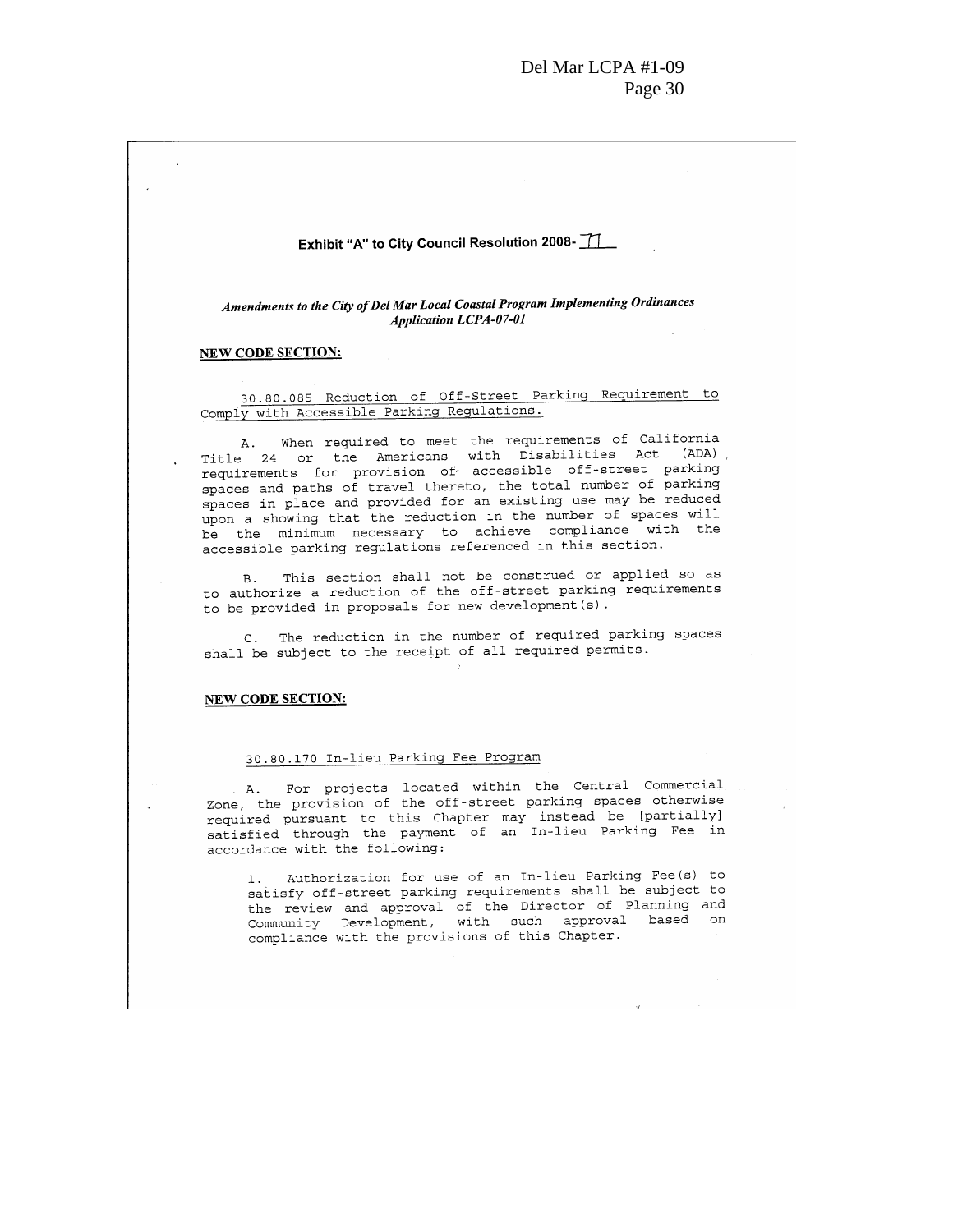**Exhibit "A" to City Council Resolution 2008- 71**

***Amendments to the City of Del Mar Local Coastal Program Implementing Ordinances Application LCPA-07-01***

**NEW CODE SECTION:**

30.80.085 Reduction of Off-Street Parking Requirement to Comply with Accessible Parking Regulations.

A. When required to meet the requirements of California Title 24 or the Americans with Disabilities Act (ADA) requirements for provision of accessible off-street parking spaces and paths of travel thereto, the total number of parking spaces in place and provided for an existing use may be reduced upon a showing that the reduction in the number of spaces will be the minimum necessary to achieve compliance with the accessible parking regulations referenced in this section.

B. This section shall not be construed or applied so as to authorize a reduction of the off-street parking requirements to be provided in proposals for new development(s).

C. The reduction in the number of required parking spaces shall be subject to the receipt of all required permits.

**NEW CODE SECTION:**

30.80.170 In-lieu Parking Fee Program

A. For projects located within the Central Commercial Zone, the provision of the off-street parking spaces otherwise required pursuant to this Chapter may instead be [partially] satisfied through the payment of an In-lieu Parking Fee in accordance with the following:

1. Authorization for use of an In-lieu Parking Fee(s) to satisfy off-street parking requirements shall be subject to the review and approval of the Director of Planning and Community Development, with such approval based on compliance with the provisions of this Chapter.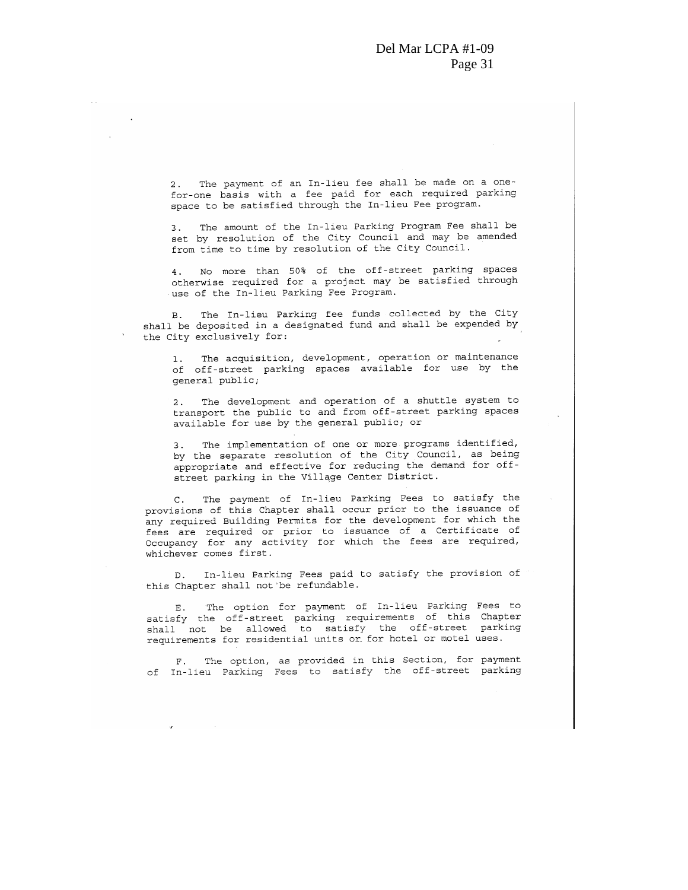2. The payment of an In-lieu fee shall be made on a one-for-one basis with a fee paid for each required parking space to be satisfied through the In-lieu Fee program.

3. The amount of the In-lieu Parking Program Fee shall be set by resolution of the City Council and may be amended from time to time by resolution of the City Council.

4. No more than 50% of the off-street parking spaces otherwise required for a project may be satisfied through use of the In-lieu Parking Fee Program.

B. The In-lieu Parking fee funds collected by the City shall be deposited in a designated fund and shall be expended by the City exclusively for:

1. The acquisition, development, operation or maintenance of off-street parking spaces available for use by the general public;

2. The development and operation of a shuttle system to transport the public to and from off-street parking spaces available for use by the general public; or

3. The implementation of one or more programs identified, by the separate resolution of the City Council, as being appropriate and effective for reducing the demand for off-street parking in the Village Center District.

C. The payment of In-lieu Parking Fees to satisfy the provisions of this Chapter shall occur prior to the issuance of any required Building Permits for the development for which the fees are required or prior to issuance of a Certificate of Occupancy for any activity for which the fees are required, whichever comes first.

D. In-lieu Parking Fees paid to satisfy the provision of this Chapter shall not be refundable.

E. The option for payment of In-lieu Parking Fees to satisfy the off-street parking requirements of this Chapter shall not be allowed to satisfy the off-street parking requirements for residential units or for hotel or motel uses.

F. The option, as provided in this Section, for payment of In-lieu Parking Fees to satisfy the off-street parking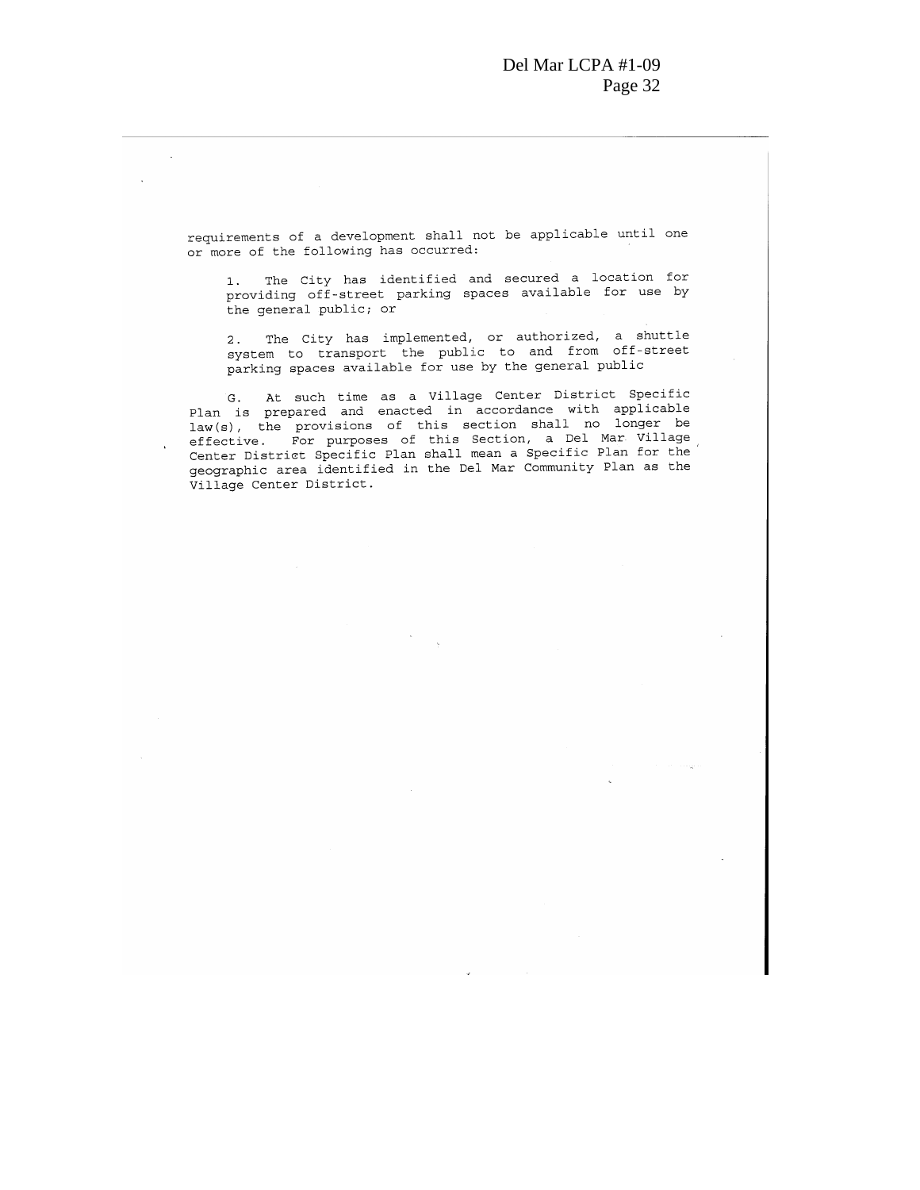requirements of a development shall not be applicable until one or more of the following has occurred:

1. The City has identified and secured a location for providing off-street parking spaces available for use by the general public; or

2. The City has implemented, or authorized, a shuttle system to transport the public to and from off-street parking spaces available for use by the general public

G. At such time as a Village Center District Specific Plan is prepared and enacted in accordance with applicable law(s), the provisions of this section shall no longer be effective. For purposes of this Section, a Del Mar Village Center District Specific Plan shall mean a Specific Plan for the geographic area identified in the Del Mar Community Plan as the Village Center District.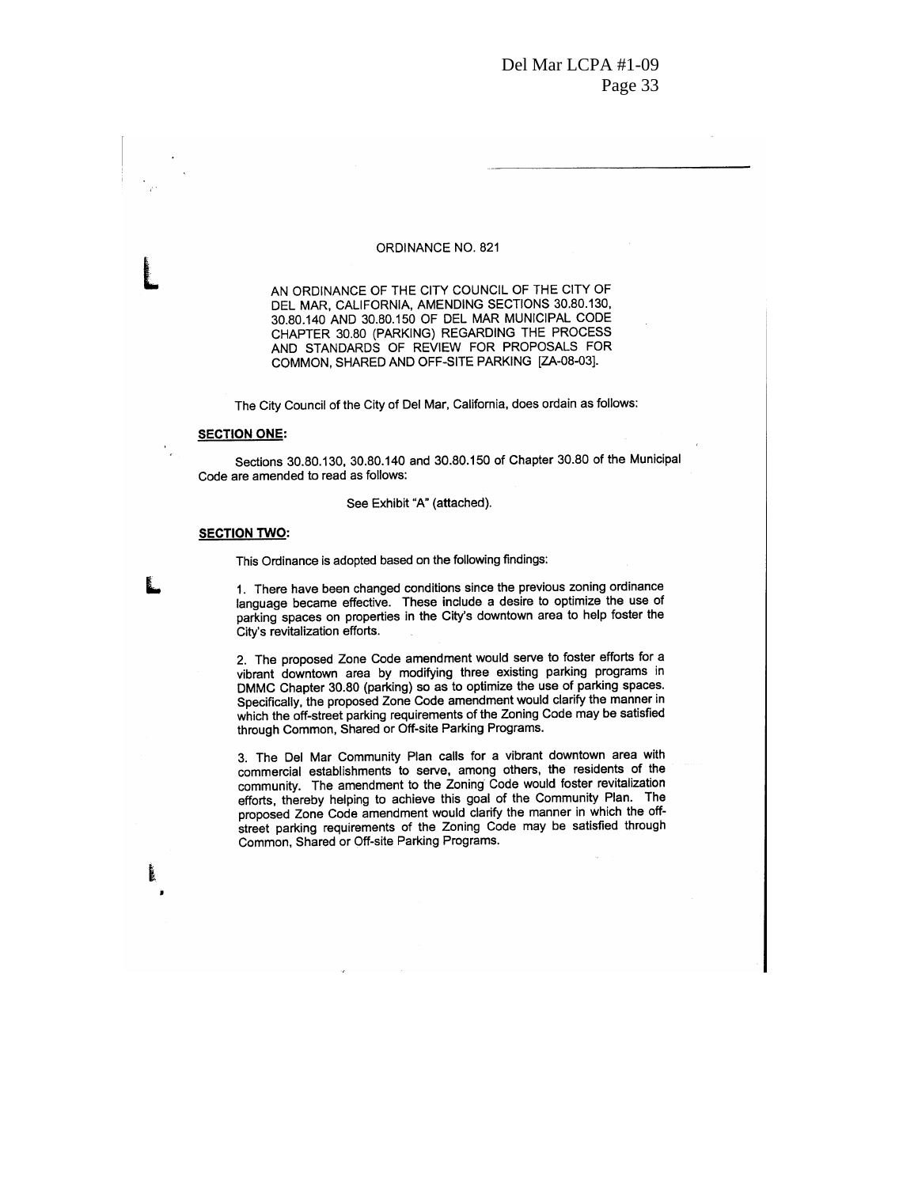# ORDINANCE NO. 821

AN ORDINANCE OF THE CITY COUNCIL OF THE CITY OF DEL MAR, CALIFORNIA, AMENDING SECTIONS 30.80.130, 30.80.140 AND 30.80.150 OF DEL MAR MUNICIPAL CODE CHAPTER 30.80 (PARKING) REGARDING THE PROCESS AND STANDARDS OF REVIEW FOR PROPOSALS FOR COMMON, SHARED AND OFF-SITE PARKING [ZA-08-03].

The City Council of the City of Del Mar, California, does ordain as follows:

**SECTION ONE:**

Sections 30.80.130, 30.80.140 and 30.80.150 of Chapter 30.80 of the Municipal Code are amended to read as follows:

See Exhibit "A" (attached).

**SECTION TWO:**

This Ordinance is adopted based on the following findings:

1. There have been changed conditions since the previous zoning ordinance language became effective. These include a desire to optimize the use of parking spaces on properties in the City's downtown area to help foster the City's revitalization efforts.

2. The proposed Zone Code amendment would serve to foster efforts for a vibrant downtown area by modifying three existing parking programs in DMMC Chapter 30.80 (parking) so as to optimize the use of parking spaces. Specifically, the proposed Zone Code amendment would clarify the manner in which the off-street parking requirements of the Zoning Code may be satisfied through Common, Shared or Off-site Parking Programs.

3. The Del Mar Community Plan calls for a vibrant downtown area with commercial establishments to serve, among others, the residents of the community. The amendment to the Zoning Code would foster revitalization efforts, thereby helping to achieve this goal of the Community Plan. The proposed Zone Code amendment would clarify the manner in which the off-street parking requirements of the Zoning Code may be satisfied through Common, Shared or Off-site Parking Programs.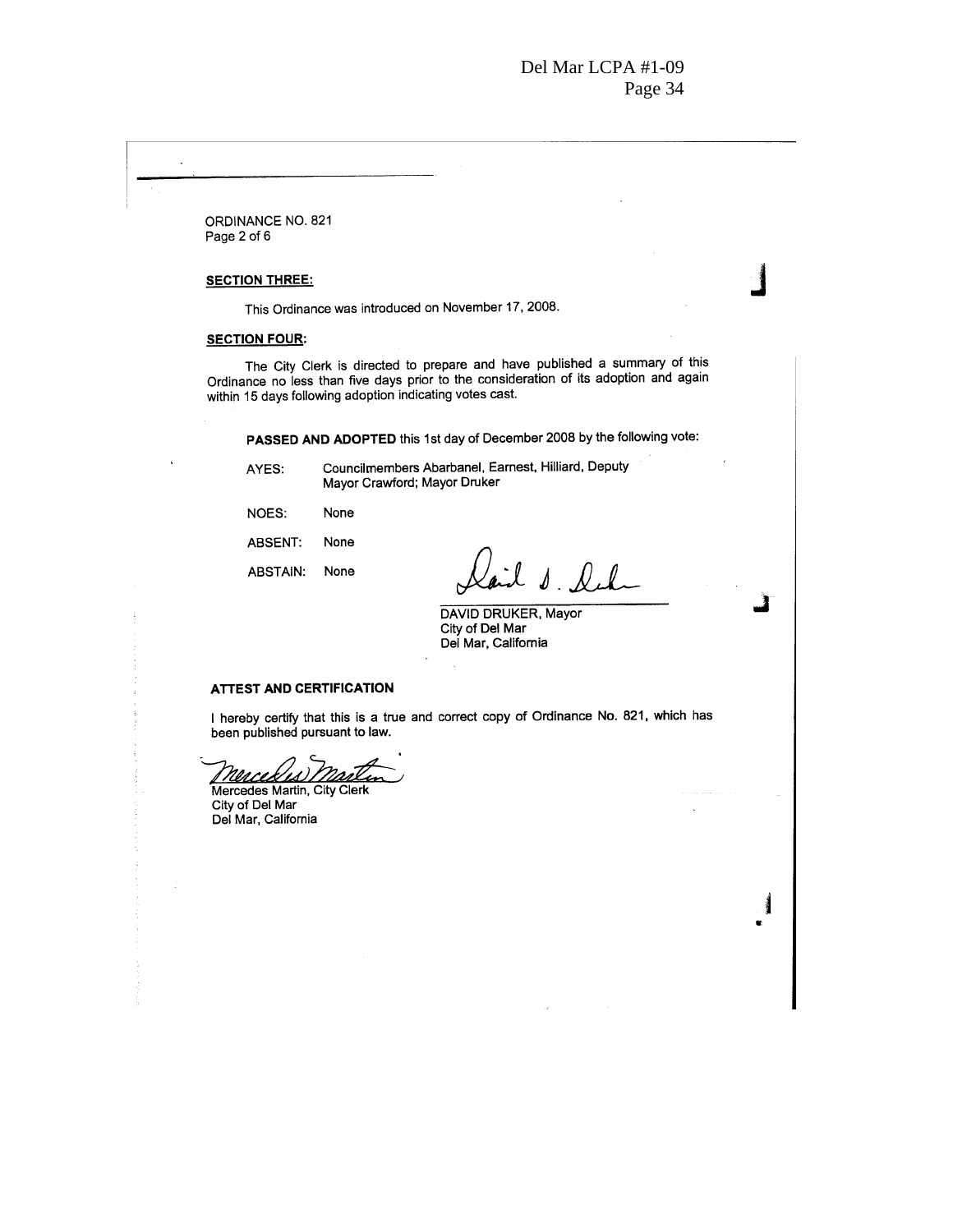ORDINANCE NO. 821
Page 2 of 6

**SECTION THREE:**

This Ordinance was introduced on November 17, 2008.

**SECTION FOUR:**

The City Clerk is directed to prepare and have published a summary of this Ordinance no less than five days prior to the consideration of its adoption and again within 15 days following adoption indicating votes cast.

**PASSED AND ADOPTED** this 1st day of December 2008 by the following vote:

AYES: Councilmembers Abarbanel, Earnest, Hilliard, Deputy Mayor Crawford; Mayor Druker

NOES: None

ABSENT: None

ABSTAIN: None

DAVID DRUKER, Mayor
City of Del Mar
Del Mar, California

**ATTEST AND CERTIFICATION**

I hereby certify that this is a true and correct copy of Ordinance No. 821, which has been published pursuant to law.

Mercedes Martin, City Clerk
City of Del Mar
Del Mar, California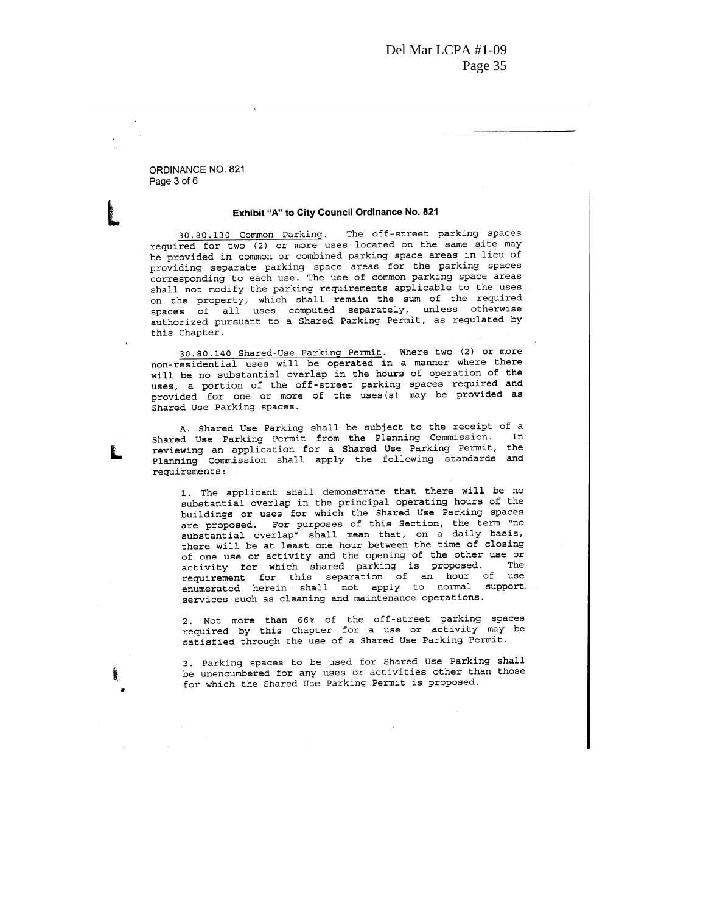ORDINANCE NO. 821
Page 3 of 6

### Exhibit "A" to City Council Ordinance No. 821

30.80.130 Common Parking. The off-street parking spaces required for two (2) or more uses located on the same site may be provided in common or combined parking space areas in-lieu of providing separate parking space areas for the parking spaces corresponding to each use. The use of common parking space areas shall not modify the parking requirements applicable to the uses on the property, which shall remain the sum of the required spaces of all uses computed separately, unless otherwise authorized pursuant to a Shared Parking Permit, as regulated by this Chapter.

30.80.140 Shared-Use Parking Permit. Where two (2) or more non-residential uses will be operated in a manner where there will be no substantial overlap in the hours of operation of the uses, a portion of the off-street parking spaces required and provided for one or more of the uses(s) may be provided as Shared Use Parking spaces.

A. Shared Use Parking shall be subject to the receipt of a Shared Use Parking Permit from the Planning Commission. In reviewing an application for a Shared Use Parking Permit, the Planning Commission shall apply the following standards and requirements:

1. The applicant shall demonstrate that there will be no substantial overlap in the principal operating hours of the buildings or uses for which the Shared Use Parking spaces are proposed. For purposes of this Section, the term "no substantial overlap" shall mean that, on a daily basis, there will be at least one hour between the time of closing of one use or activity and the opening of the other use or activity for which shared parking is proposed. The requirement for this separation of an hour of use enumerated herein shall not apply to normal support services such as cleaning and maintenance operations.

2. Not more than 66% of the off-street parking spaces required by this Chapter for a use or activity may be satisfied through the use of a Shared Use Parking Permit.

3. Parking spaces to be used for Shared Use Parking shall be unencumbered for any uses or activities other than those for which the Shared Use Parking Permit is proposed.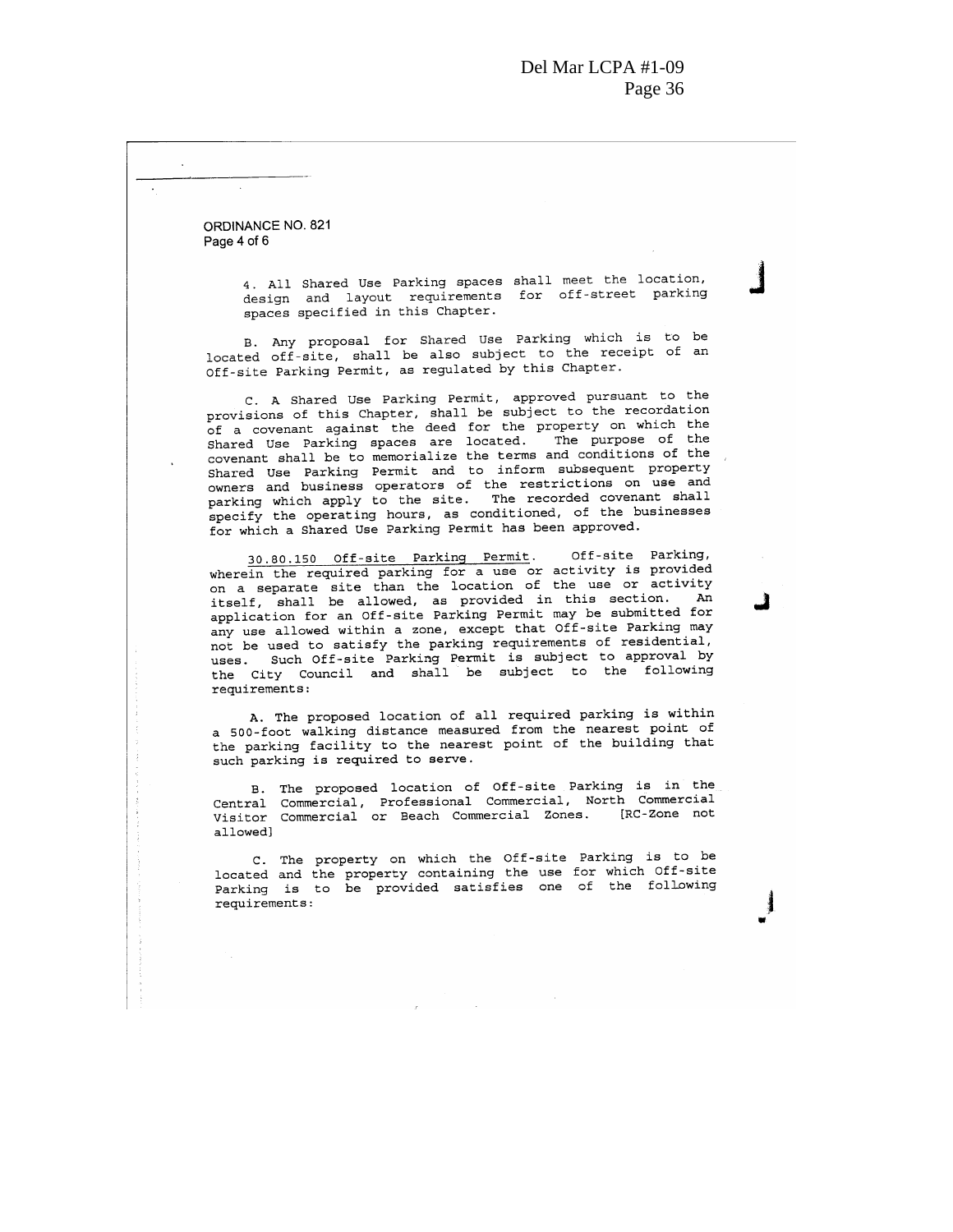ORDINANCE NO. 821
Page 4 of 6

4. All Shared Use Parking spaces shall meet the location, design and layout requirements for off-street parking spaces specified in this Chapter.

B. Any proposal for Shared Use Parking which is to be located off-site, shall be also subject to the receipt of an Off-site Parking Permit, as regulated by this Chapter.

C. A Shared Use Parking Permit, approved pursuant to the provisions of this Chapter, shall be subject to the recordation of a covenant against the deed for the property on which the Shared Use Parking spaces are located. The purpose of the covenant shall be to memorialize the terms and conditions of the Shared Use Parking Permit and to inform subsequent property owners and business operators of the restrictions on use and parking which apply to the site. The recorded covenant shall specify the operating hours, as conditioned, of the businesses for which a Shared Use Parking Permit has been approved.

30.80.150 Off-site Parking Permit. Off-site Parking, wherein the required parking for a use or activity is provided on a separate site than the location of the use or activity itself, shall be allowed, as provided in this section. An application for an Off-site Parking Permit may be submitted for any use allowed within a zone, except that Off-site Parking may not be used to satisfy the parking requirements of residential, uses. Such Off-site Parking Permit is subject to approval by the City Council and shall be subject to the following requirements:

A. The proposed location of all required parking is within a 500-foot walking distance measured from the nearest point of the parking facility to the nearest point of the building that such parking is required to serve.

B. The proposed location of Off-site Parking is in the Central Commercial, Professional Commercial, North Commercial Visitor Commercial or Beach Commercial Zones. [RC-Zone not allowed]

C. The property on which the Off-site Parking is to be located and the property containing the use for which Off-site Parking is to be provided satisfies one of the following requirements: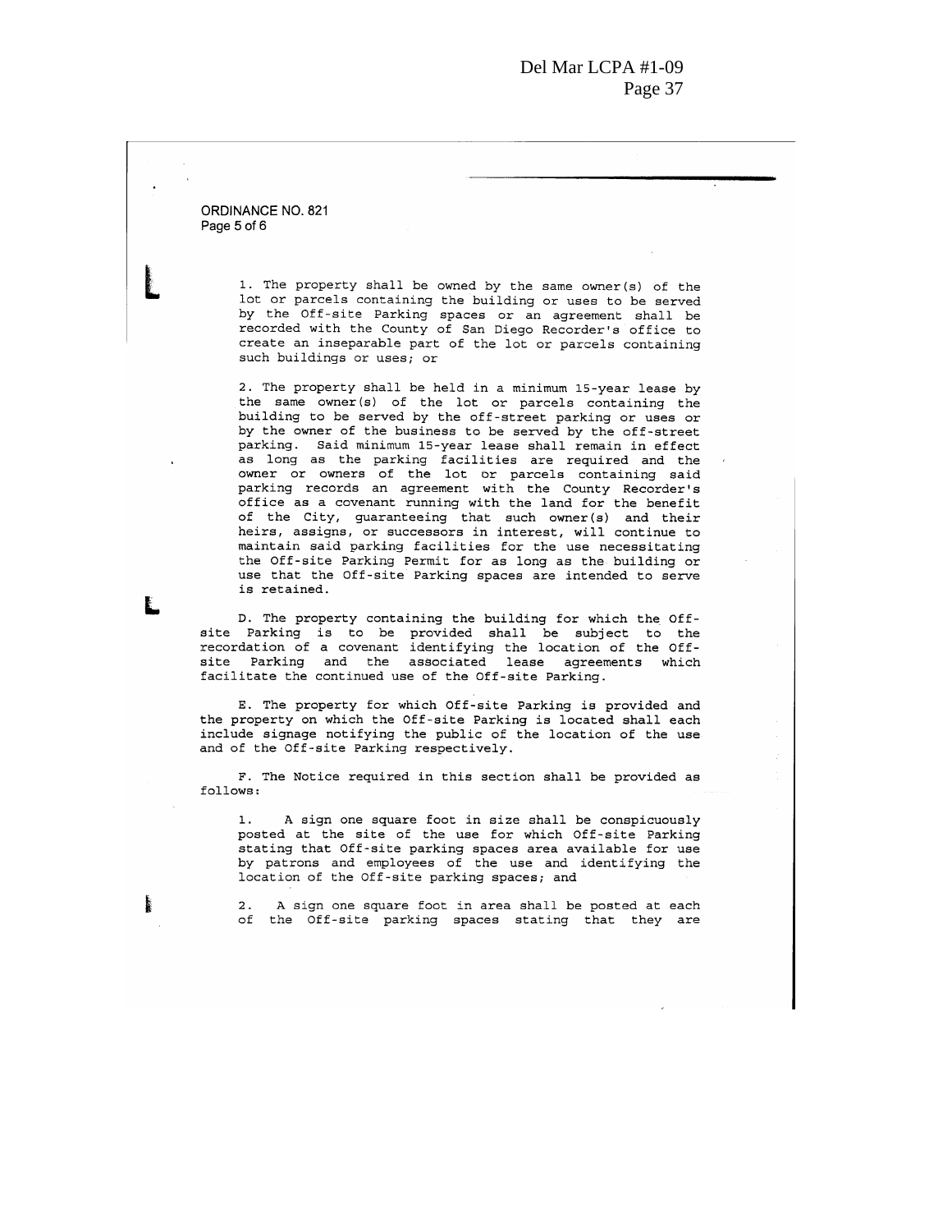ORDINANCE NO. 821
Page 5 of 6

1. The property shall be owned by the same owner(s) of the lot or parcels containing the building or uses to be served by the Off-site Parking spaces or an agreement shall be recorded with the County of San Diego Recorder's office to create an inseparable part of the lot or parcels containing such buildings or uses; or

2. The property shall be held in a minimum 15-year lease by the same owner(s) of the lot or parcels containing the building to be served by the off-street parking or uses or by the owner of the business to be served by the off-street parking. Said minimum 15-year lease shall remain in effect as long as the parking facilities are required and the owner or owners of the lot or parcels containing said parking records an agreement with the County Recorder's office as a covenant running with the land for the benefit of the City, guaranteeing that such owner(s) and their heirs, assigns, or successors in interest, will continue to maintain said parking facilities for the use necessitating the Off-site Parking Permit for as long as the building or use that the Off-site Parking spaces are intended to serve is retained.

D. The property containing the building for which the Off-site Parking is to be provided shall be subject to the recordation of a covenant identifying the location of the Off-site Parking and the associated lease agreements which facilitate the continued use of the Off-site Parking.

E. The property for which Off-site Parking is provided and the property on which the Off-site Parking is located shall each include signage notifying the public of the location of the use and of the Off-site Parking respectively.

F. The Notice required in this section shall be provided as follows:

1. A sign one square foot in size shall be conspicuously posted at the site of the use for which Off-site Parking stating that Off-site parking spaces area available for use by patrons and employees of the use and identifying the location of the Off-site parking spaces; and

2. A sign one square foot in area shall be posted at each of the Off-site parking spaces stating that they are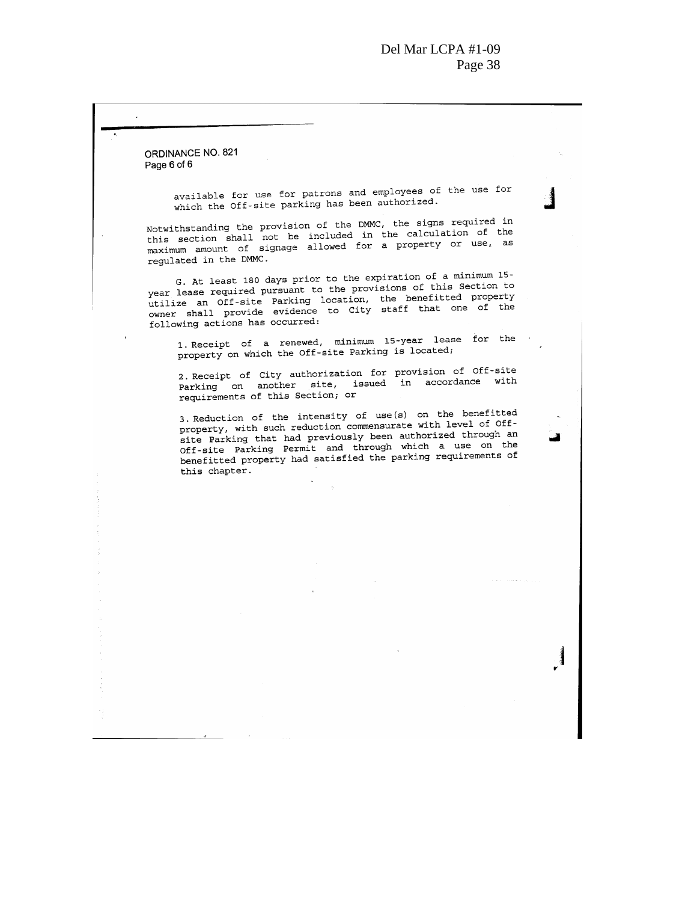ORDINANCE NO. 821
Page 6 of 6

available for use for patrons and employees of the use for which the Off-site parking has been authorized.

Notwithstanding the provision of the DMMC, the signs required in this section shall not be included in the calculation of the maximum amount of signage allowed for a property or use, as regulated in the DMMC.

G. At least 180 days prior to the expiration of a minimum 15-year lease required pursuant to the provisions of this Section to utilize an Off-site Parking location, the benefitted property owner shall provide evidence to City staff that one of the following actions has occurred:

1. Receipt of a renewed, minimum 15-year lease for the property on which the Off-site Parking is located;

2. Receipt of City authorization for provision of Off-site Parking on another site, issued in accordance with requirements of this Section; or

3. Reduction of the intensity of use(s) on the benefitted property, with such reduction commensurate with level of Off-site Parking that had previously been authorized through an Off-site Parking Permit and through which a use on the benefitted property had satisfied the parking requirements of this chapter.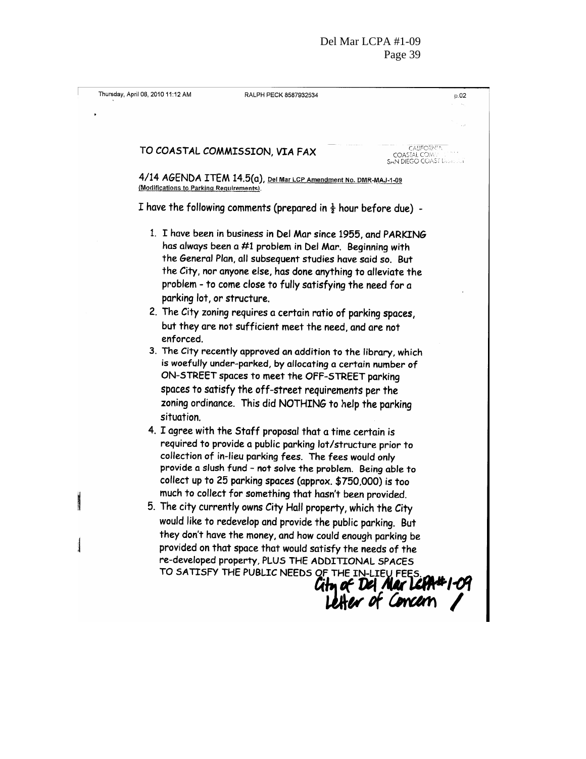Thursday, April 08, 2010 11:12 AM RALPH PECK 8587932534 p.02

CALIFORNIA COASTAL COMMISSION SAN DIEGO COAST DISTRICT

TO COASTAL COMMISSION, VIA FAX

4/14 AGENDA ITEM 14.5(a), Del Mar LCP Amendment No. DMR-MAJ-1-09 (Modifications to Parking Requirements).

I have the following comments (prepared in ½ hour before due) -

1. I have been in business in Del Mar since 1955, and PARKING has always been a #1 problem in Del Mar. Beginning with the General Plan, all subsequent studies have said so. But the City, nor anyone else, has done anything to alleviate the problem - to come close to fully satisfying the need for a parking lot, or structure.
2. The City zoning requires a certain ratio of parking spaces, but they are not sufficient meet the need, and are not enforced.
3. The City recently approved an addition to the library, which is woefully under-parked, by allocating a certain number of ON-STREET spaces to meet the OFF-STREET parking spaces to satisfy the off-street requirements per the zoning ordinance. This did NOTHING to help the parking situation.
4. I agree with the Staff proposal that a time certain is required to provide a public parking lot/structure prior to collection of in-lieu parking fees. The fees would only provide a slush fund - not solve the problem. Being able to collect up to 25 parking spaces (approx. $750,000) is too much to collect for something that hasn't been provided.
5. The city currently owns City Hall property, which the City would like to redevelop and provide the public parking. But they don't have the money, and how could enough parking be provided on that space that would satisfy the needs of the re-developed property, PLUS THE ADDITIONAL SPACES TO SATISFY THE PUBLIC NEEDS OF THE IN-LIEU FEES.

City of Del Mar LCPA #1-09
Letter of Concern /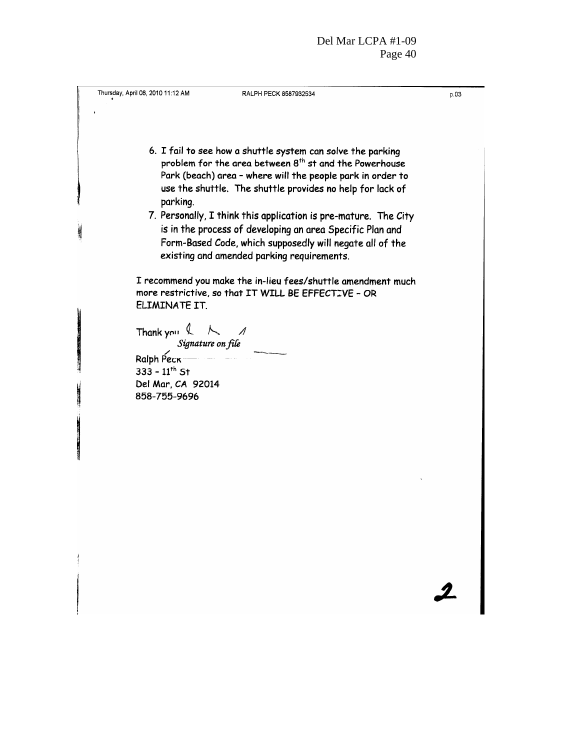6. I fail to see how a shuttle system can solve the parking problem for the area between 8th st and the Powerhouse Park (beach) area – where will the people park in order to use the shuttle. The shuttle provides no help for lack of parking.
7. Personally, I think this application is pre-mature. The City is in the process of developing an area Specific Plan and Form-Based Code, which supposedly will negate all of the existing and amended parking requirements.

I recommend you make the in-lieu fees/shuttle amendment much more restrictive, so that IT WILL BE EFFECTIVE – OR ELIMINATE IT.

Thank you

*Signature on file*

Ralph Peck
333 – 11th St
Del Mar, CA 92014
858-755-9696

2